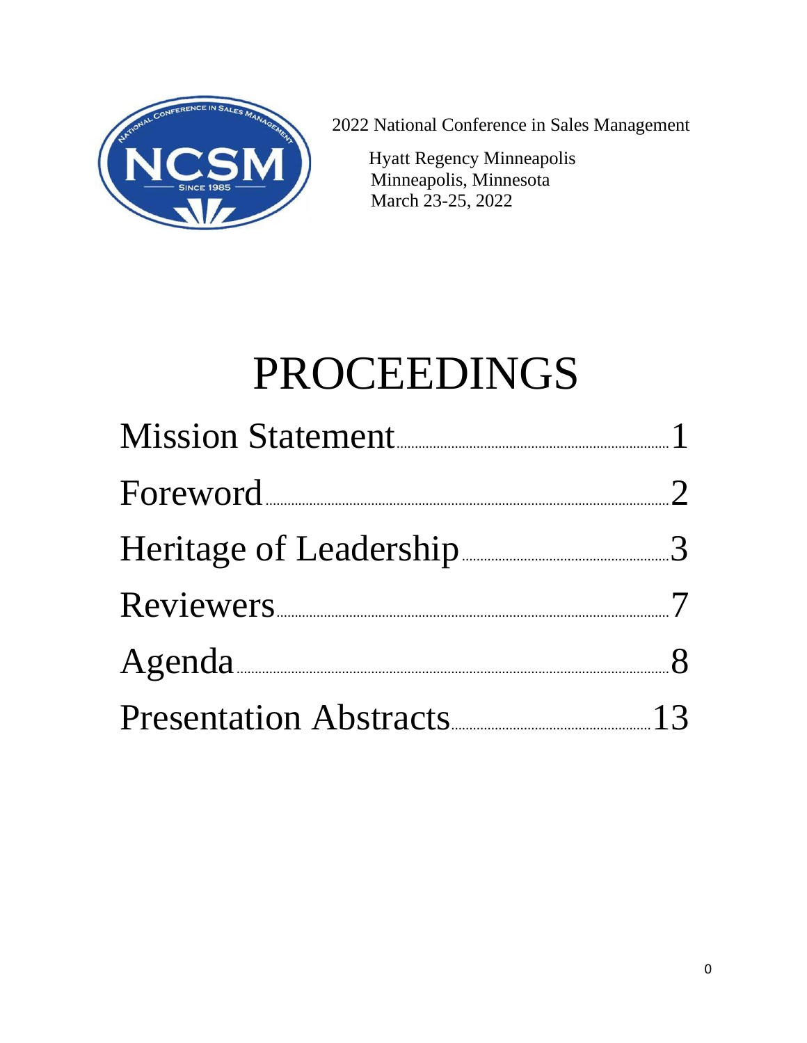2022 National Conference in Sales Management

Hyatt Regency Minneapolis
Minneapolis, Minnesota
March 23-25, 2022

# PROCEEDINGS

Mission Statement........................................1

Foreword........................................2

Heritage of Leadership........................................3

Reviewers........................................7

Agenda........................................8

Presentation Abstracts........................................13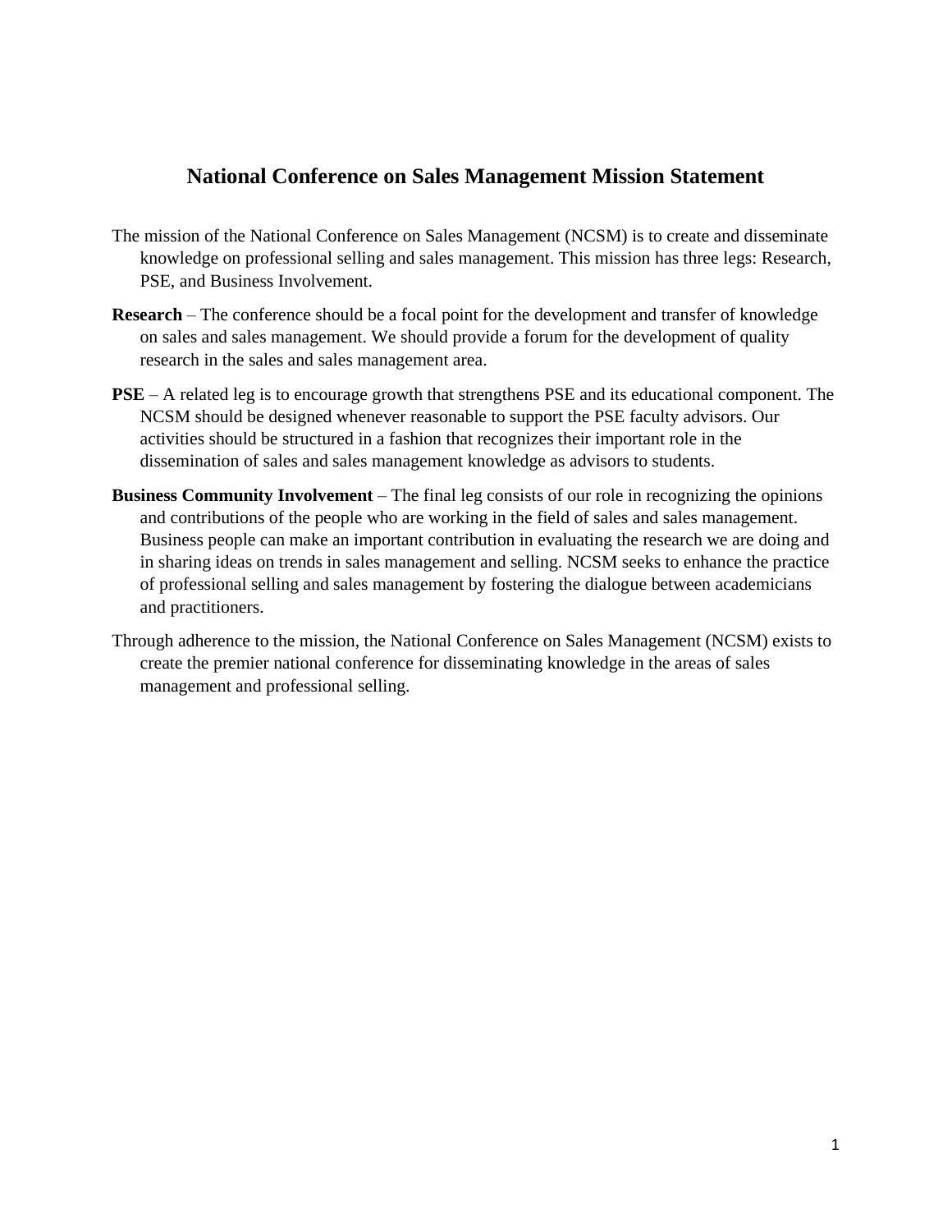## National Conference on Sales Management Mission Statement

The mission of the National Conference on Sales Management (NCSM) is to create and disseminate knowledge on professional selling and sales management. This mission has three legs: Research, PSE, and Business Involvement.

**Research** – The conference should be a focal point for the development and transfer of knowledge on sales and sales management. We should provide a forum for the development of quality research in the sales and sales management area.

**PSE** – A related leg is to encourage growth that strengthens PSE and its educational component. The NCSM should be designed whenever reasonable to support the PSE faculty advisors. Our activities should be structured in a fashion that recognizes their important role in the dissemination of sales and sales management knowledge as advisors to students.

**Business Community Involvement** – The final leg consists of our role in recognizing the opinions and contributions of the people who are working in the field of sales and sales management. Business people can make an important contribution in evaluating the research we are doing and in sharing ideas on trends in sales management and selling. NCSM seeks to enhance the practice of professional selling and sales management by fostering the dialogue between academicians and practitioners.

Through adherence to the mission, the National Conference on Sales Management (NCSM) exists to create the premier national conference for disseminating knowledge in the areas of sales management and professional selling.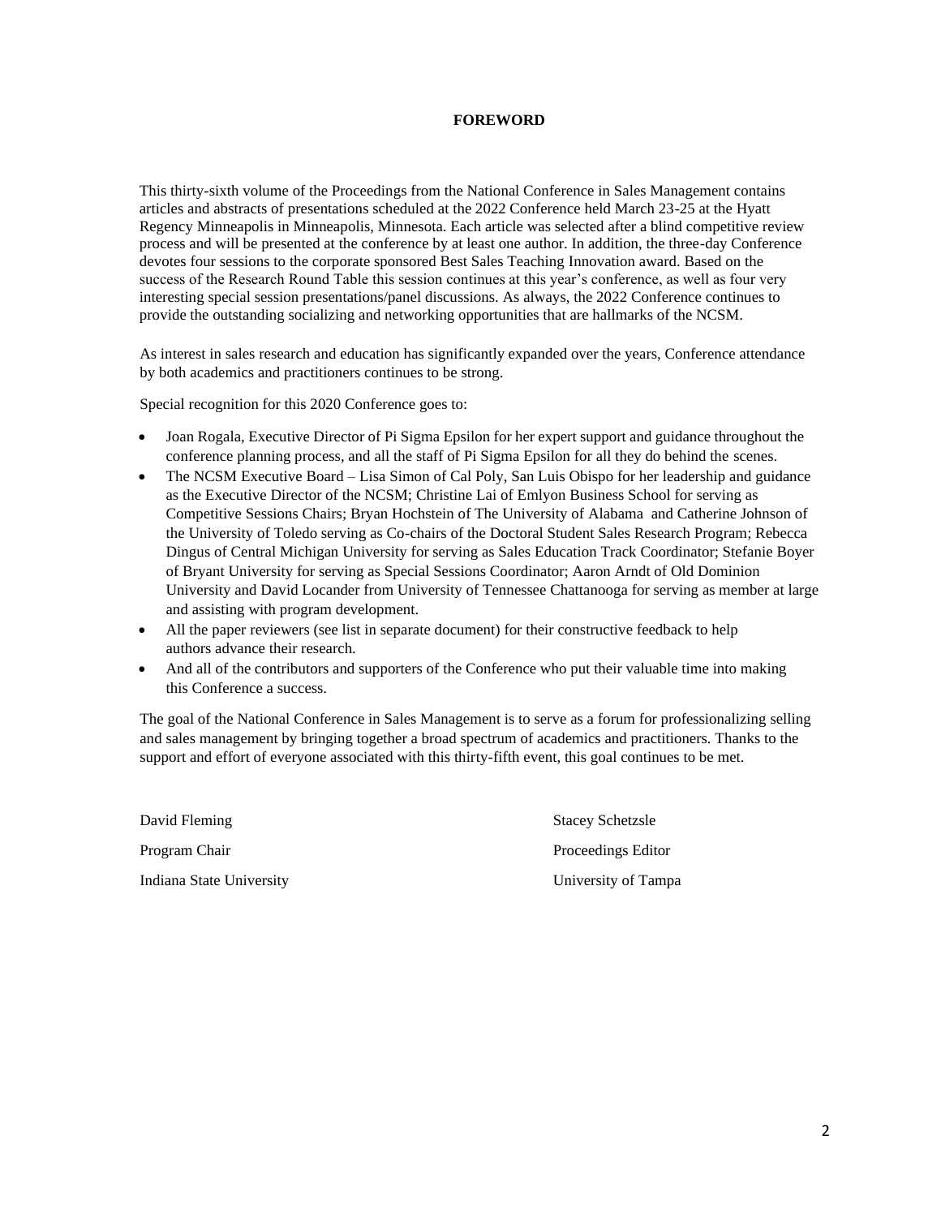## FOREWORD

This thirty-sixth volume of the Proceedings from the National Conference in Sales Management contains articles and abstracts of presentations scheduled at the 2022 Conference held March 23-25 at the Hyatt Regency Minneapolis in Minneapolis, Minnesota. Each article was selected after a blind competitive review process and will be presented at the conference by at least one author. In addition, the three-day Conference devotes four sessions to the corporate sponsored Best Sales Teaching Innovation award. Based on the success of the Research Round Table this session continues at this year's conference, as well as four very interesting special session presentations/panel discussions. As always, the 2022 Conference continues to provide the outstanding socializing and networking opportunities that are hallmarks of the NCSM.

As interest in sales research and education has significantly expanded over the years, Conference attendance by both academics and practitioners continues to be strong.

Special recognition for this 2020 Conference goes to:

- Joan Rogala, Executive Director of Pi Sigma Epsilon for her expert support and guidance throughout the conference planning process, and all the staff of Pi Sigma Epsilon for all they do behind the scenes.
- The NCSM Executive Board – Lisa Simon of Cal Poly, San Luis Obispo for her leadership and guidance as the Executive Director of the NCSM; Christine Lai of Emlyon Business School for serving as Competitive Sessions Chairs; Bryan Hochstein of The University of Alabama and Catherine Johnson of the University of Toledo serving as Co-chairs of the Doctoral Student Sales Research Program; Rebecca Dingus of Central Michigan University for serving as Sales Education Track Coordinator; Stefanie Boyer of Bryant University for serving as Special Sessions Coordinator; Aaron Arndt of Old Dominion University and David Locander from University of Tennessee Chattanooga for serving as member at large and assisting with program development.
- All the paper reviewers (see list in separate document) for their constructive feedback to help authors advance their research.
- And all of the contributors and supporters of the Conference who put their valuable time into making this Conference a success.

The goal of the National Conference in Sales Management is to serve as a forum for professionalizing selling and sales management by bringing together a broad spectrum of academics and practitioners. Thanks to the support and effort of everyone associated with this thirty-fifth event, this goal continues to be met.

David Fleming
Program Chair
Indiana State University

Stacey Schetzsle
Proceedings Editor
University of Tampa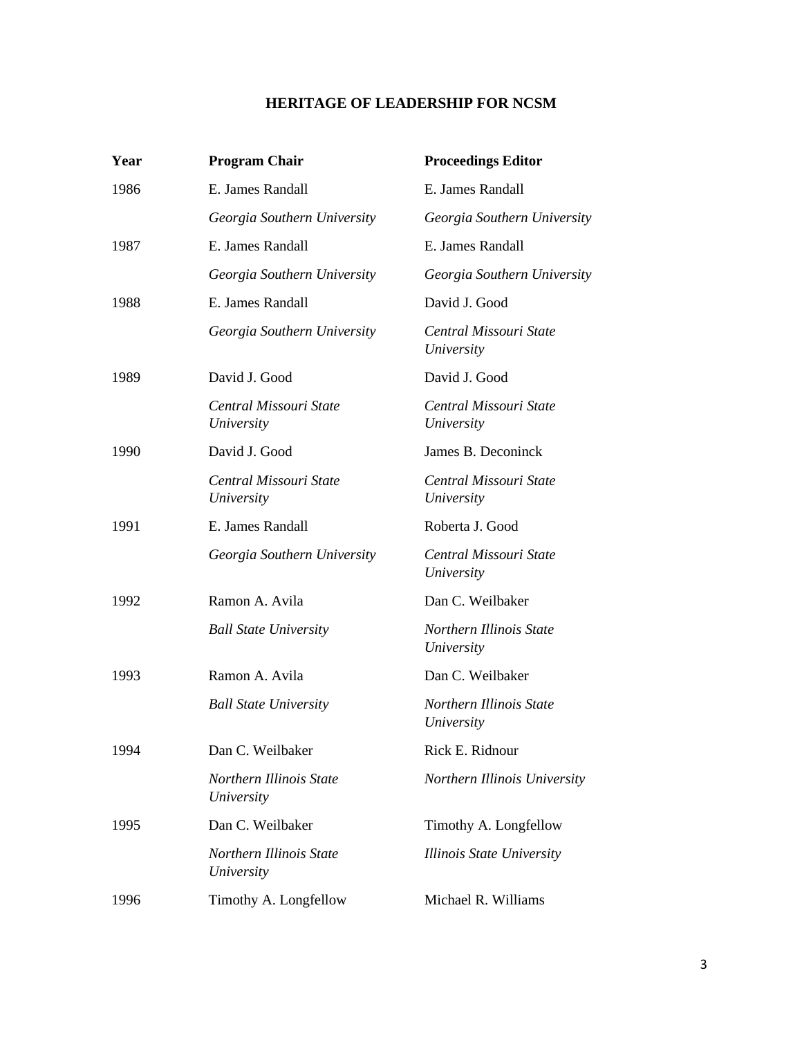# HERITAGE OF LEADERSHIP FOR NCSM

| Year | Program Chair | Proceedings Editor |
|---|---|---|
| 1986 | E. James Randall | E. James Randall |
| | *Georgia Southern University* | *Georgia Southern University* |
| 1987 | E. James Randall | E. James Randall |
| | *Georgia Southern University* | *Georgia Southern University* |
| 1988 | E. James Randall | David J. Good |
| | *Georgia Southern University* | *Central Missouri State University* |
| 1989 | David J. Good | David J. Good |
| | *Central Missouri State University* | *Central Missouri State University* |
| 1990 | David J. Good | James B. Deconinck |
| | *Central Missouri State University* | *Central Missouri State University* |
| 1991 | E. James Randall | Roberta J. Good |
| | *Georgia Southern University* | *Central Missouri State University* |
| 1992 | Ramon A. Avila | Dan C. Weilbaker |
| | *Ball State University* | *Northern Illinois State University* |
| 1993 | Ramon A. Avila | Dan C. Weilbaker |
| | *Ball State University* | *Northern Illinois State University* |
| 1994 | Dan C. Weilbaker | Rick E. Ridnour |
| | *Northern Illinois State University* | *Northern Illinois University* |
| 1995 | Dan C. Weilbaker | Timothy A. Longfellow |
| | *Northern Illinois State University* | *Illinois State University* |
| 1996 | Timothy A. Longfellow | Michael R. Williams |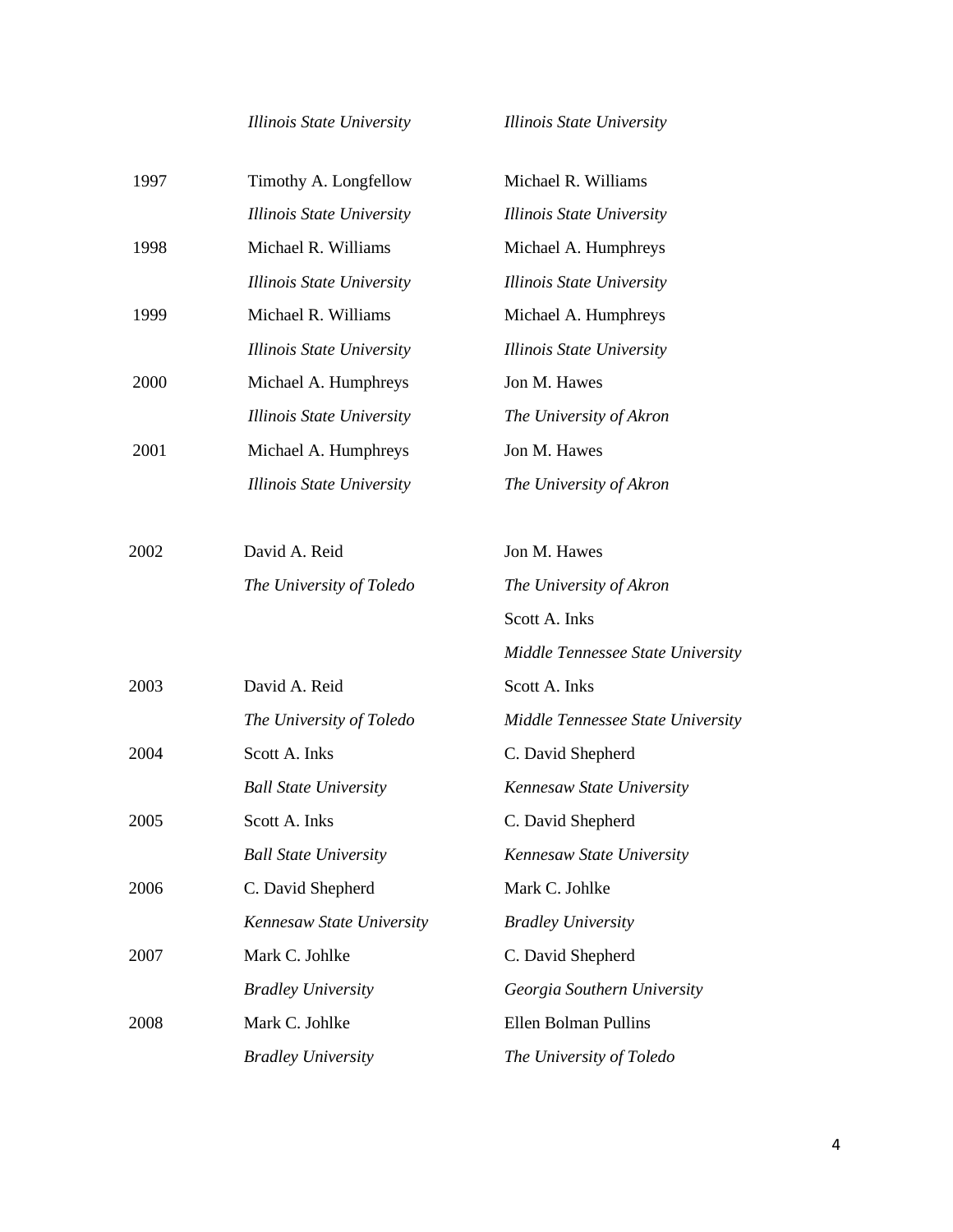| | | |
|---|---|---|
| | *Illinois State University* | *Illinois State University* |
| 1997 | Timothy A. Longfellow<br>*Illinois State University* | Michael R. Williams<br>*Illinois State University* |
| 1998 | Michael R. Williams<br>*Illinois State University* | Michael A. Humphreys<br>*Illinois State University* |
| 1999 | Michael R. Williams<br>*Illinois State University* | Michael A. Humphreys<br>*Illinois State University* |
| 2000 | Michael A. Humphreys<br>*Illinois State University* | Jon M. Hawes<br>*The University of Akron* |
| 2001 | Michael A. Humphreys<br>*Illinois State University* | Jon M. Hawes<br>*The University of Akron* |
| 2002 | David A. Reid<br>*The University of Toledo* | Jon M. Hawes<br>*The University of Akron*<br>Scott A. Inks<br>*Middle Tennessee State University* |
| 2003 | David A. Reid<br>*The University of Toledo* | Scott A. Inks<br>*Middle Tennessee State University* |
| 2004 | Scott A. Inks<br>*Ball State University* | C. David Shepherd<br>*Kennesaw State University* |
| 2005 | Scott A. Inks<br>*Ball State University* | C. David Shepherd<br>*Kennesaw State University* |
| 2006 | C. David Shepherd<br>*Kennesaw State University* | Mark C. Johlke<br>*Bradley University* |
| 2007 | Mark C. Johlke<br>*Bradley University* | C. David Shepherd<br>*Georgia Southern University* |
| 2008 | Mark C. Johlke<br>*Bradley University* | Ellen Bolman Pullins<br>*The University of Toledo* |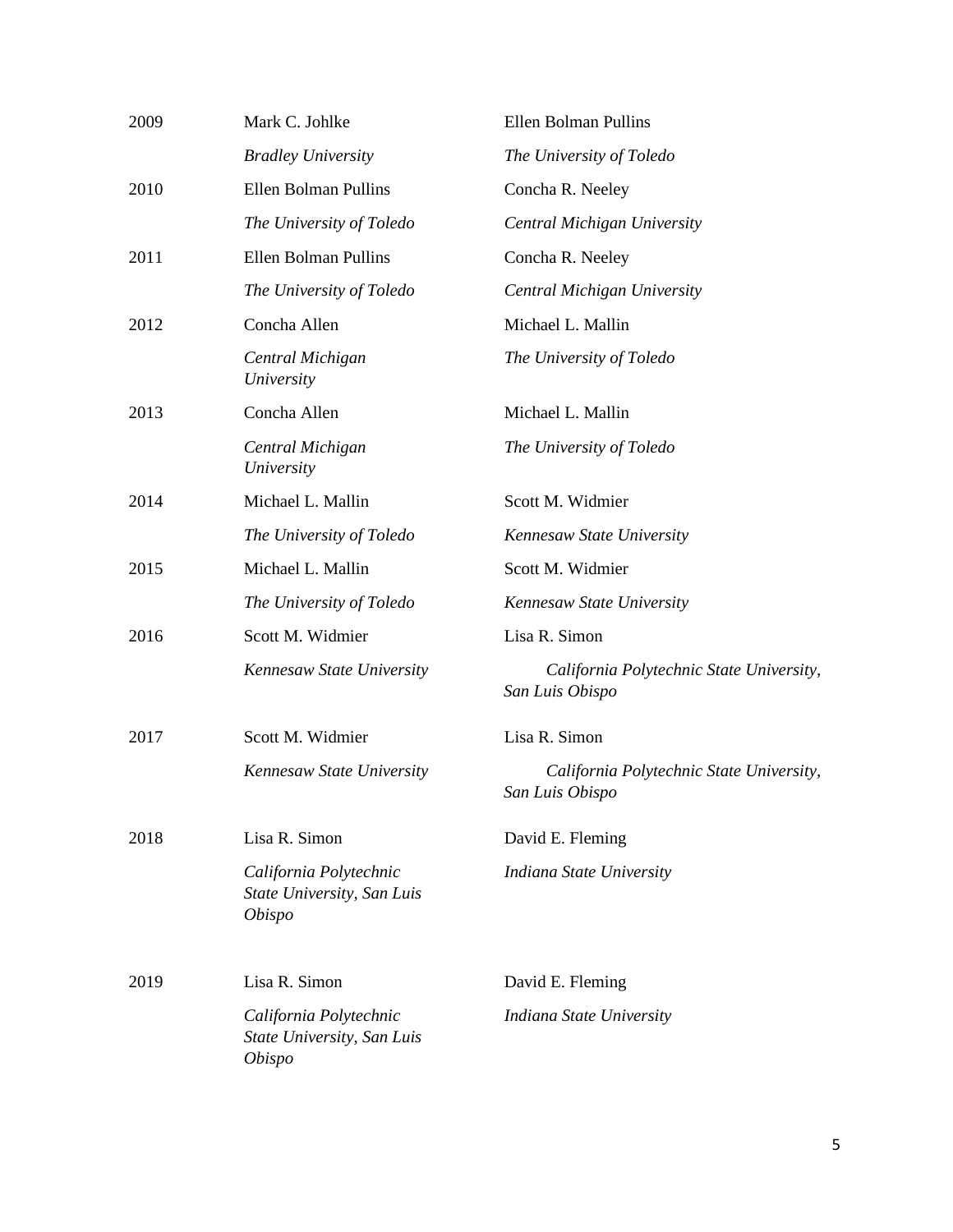| | | |
|---|---|---|
| 2009 | Mark C. Johlke<br>*Bradley University* | Ellen Bolman Pullins<br>*The University of Toledo* |
| 2010 | Ellen Bolman Pullins<br>*The University of Toledo* | Concha R. Neeley<br>*Central Michigan University* |
| 2011 | Ellen Bolman Pullins<br>*The University of Toledo* | Concha R. Neeley<br>*Central Michigan University* |
| 2012 | Concha Allen<br>*Central Michigan University* | Michael L. Mallin<br>*The University of Toledo* |
| 2013 | Concha Allen<br>*Central Michigan University* | Michael L. Mallin<br>*The University of Toledo* |
| 2014 | Michael L. Mallin<br>*The University of Toledo* | Scott M. Widmier<br>*Kennesaw State University* |
| 2015 | Michael L. Mallin<br>*The University of Toledo* | Scott M. Widmier<br>*Kennesaw State University* |
| 2016 | Scott M. Widmier<br>*Kennesaw State University* | Lisa R. Simon<br>*California Polytechnic State University, San Luis Obispo* |
| 2017 | Scott M. Widmier<br>*Kennesaw State University* | Lisa R. Simon<br>*California Polytechnic State University, San Luis Obispo* |
| 2018 | Lisa R. Simon<br>*California Polytechnic State University, San Luis Obispo* | David E. Fleming<br>*Indiana State University* |
| 2019 | Lisa R. Simon<br>*California Polytechnic State University, San Luis Obispo* | David E. Fleming<br>*Indiana State University* |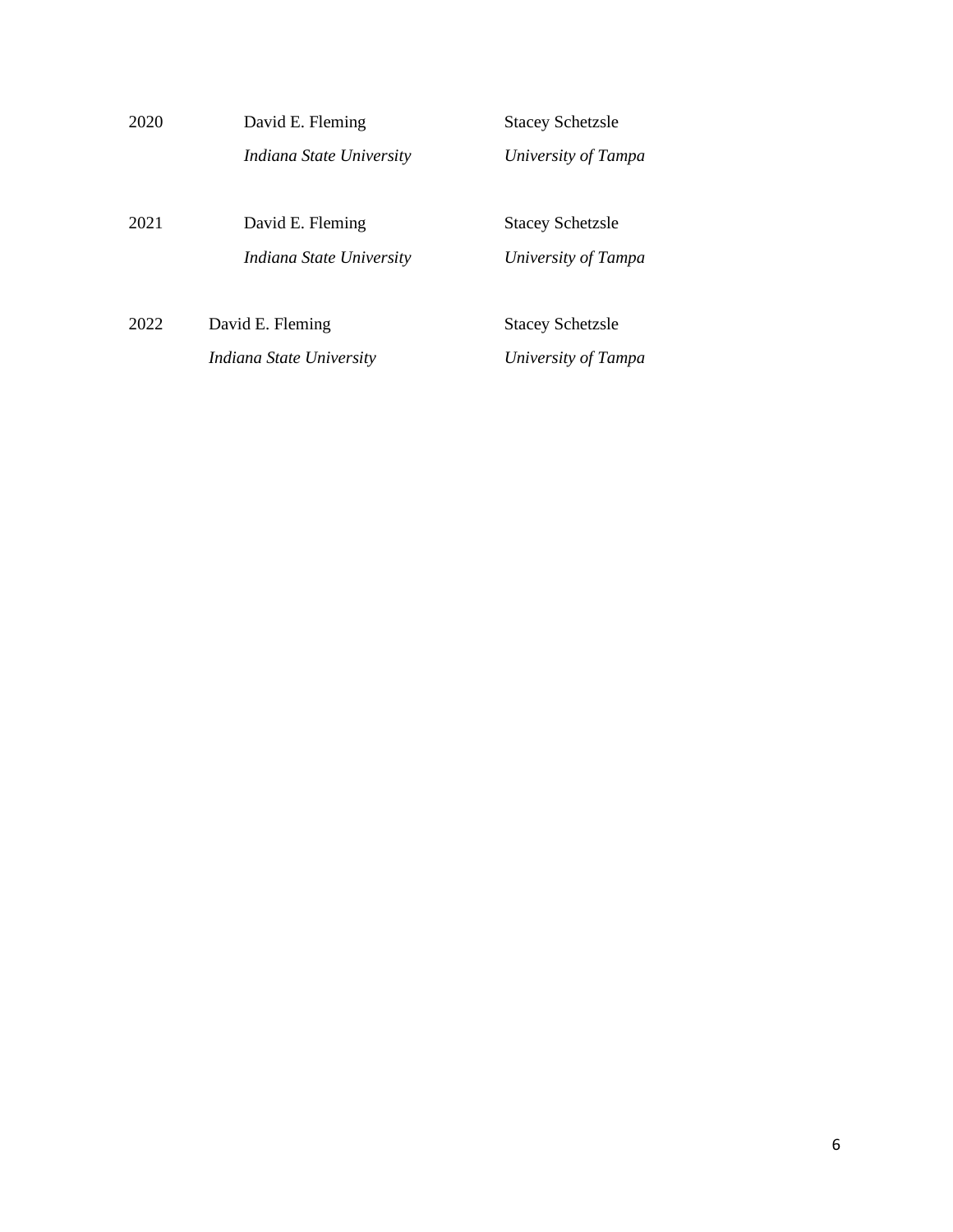| | | |
|---|---|---|
| 2020 | David E. Fleming<br>*Indiana State University* | Stacey Schetzsle<br>*University of Tampa* |
| 2021 | David E. Fleming<br>*Indiana State University* | Stacey Schetzsle<br>*University of Tampa* |
| 2022 | David E. Fleming<br>*Indiana State University* | Stacey Schetzsle<br>*University of Tampa* |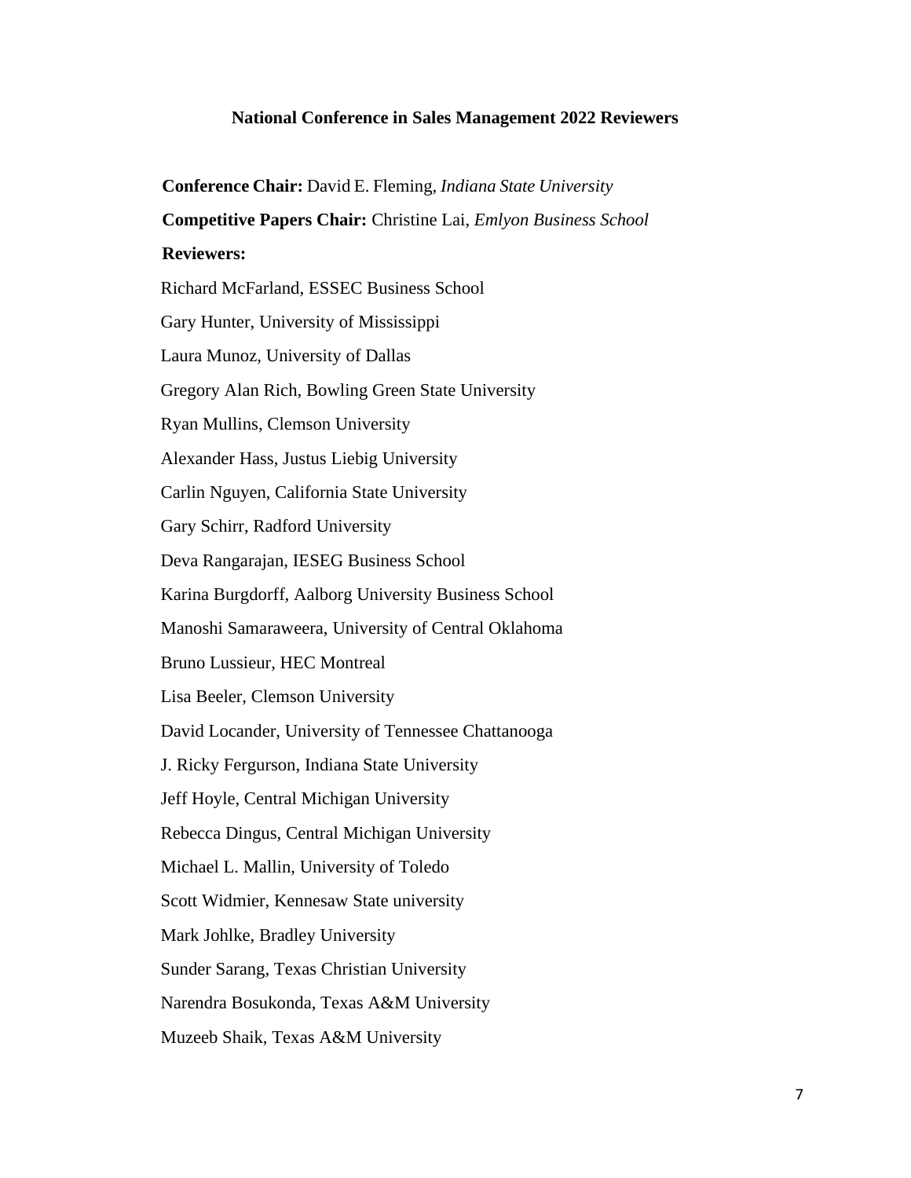## National Conference in Sales Management 2022 Reviewers

**Conference Chair:** David E. Fleming, *Indiana State University*

**Competitive Papers Chair:** Christine Lai, *Emlyon Business School*

**Reviewers:**

Richard McFarland, ESSEC Business School

Gary Hunter, University of Mississippi

Laura Munoz, University of Dallas

Gregory Alan Rich, Bowling Green State University

Ryan Mullins, Clemson University

Alexander Hass, Justus Liebig University

Carlin Nguyen, California State University

Gary Schirr, Radford University

Deva Rangarajan, IESEG Business School

Karina Burgdorff, Aalborg University Business School

Manoshi Samaraweera, University of Central Oklahoma

Bruno Lussieur, HEC Montreal

Lisa Beeler, Clemson University

David Locander, University of Tennessee Chattanooga

J. Ricky Fergurson, Indiana State University

Jeff Hoyle, Central Michigan University

Rebecca Dingus, Central Michigan University

Michael L. Mallin, University of Toledo

Scott Widmier, Kennesaw State university

Mark Johlke, Bradley University

Sunder Sarang, Texas Christian University

Narendra Bosukonda, Texas A&M University

Muzeeb Shaik, Texas A&M University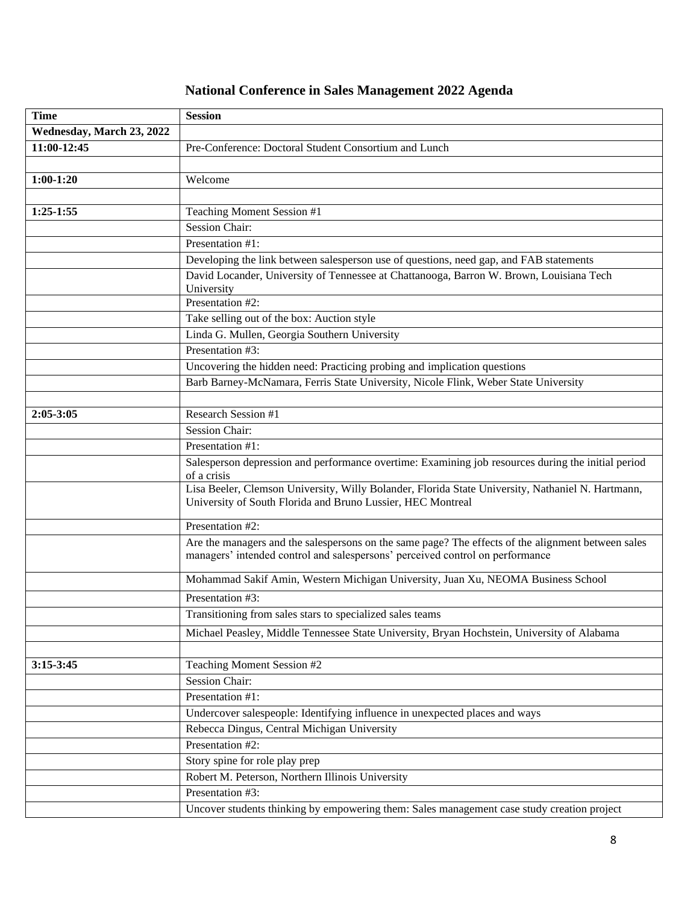# National Conference in Sales Management 2022 Agenda

| Time | Session |
|---|---|
| **Wednesday, March 23, 2022** | |
| **11:00-12:45** | Pre-Conference: Doctoral Student Consortium and Lunch |
| | |
| **1:00-1:20** | Welcome |
| | |
| **1:25-1:55** | Teaching Moment Session #1 |
| | Session Chair: |
| | Presentation #1: |
| | Developing the link between salesperson use of questions, need gap, and FAB statements |
| | David Locander, University of Tennessee at Chattanooga, Barron W. Brown, Louisiana Tech University |
| | Presentation #2: |
| | Take selling out of the box: Auction style |
| | Linda G. Mullen, Georgia Southern University |
| | Presentation #3: |
| | Uncovering the hidden need: Practicing probing and implication questions |
| | Barb Barney-McNamara, Ferris State University, Nicole Flink, Weber State University |
| | |
| **2:05-3:05** | Research Session #1 |
| | Session Chair: |
| | Presentation #1: |
| | Salesperson depression and performance overtime: Examining job resources during the initial period of a crisis |
| | Lisa Beeler, Clemson University, Willy Bolander, Florida State University, Nathaniel N. Hartmann, University of South Florida and Bruno Lussier, HEC Montreal |
| | Presentation #2: |
| | Are the managers and the salespersons on the same page? The effects of the alignment between sales managers' intended control and salespersons' perceived control on performance |
| | Mohammad Sakif Amin, Western Michigan University, Juan Xu, NEOMA Business School |
| | Presentation #3: |
| | Transitioning from sales stars to specialized sales teams |
| | Michael Peasley, Middle Tennessee State University, Bryan Hochstein, University of Alabama |
| | |
| **3:15-3:45** | Teaching Moment Session #2 |
| | Session Chair: |
| | Presentation #1: |
| | Undercover salespeople: Identifying influence in unexpected places and ways |
| | Rebecca Dingus, Central Michigan University |
| | Presentation #2: |
| | Story spine for role play prep |
| | Robert M. Peterson, Northern Illinois University |
| | Presentation #3: |
| | Uncover students thinking by empowering them: Sales management case study creation project |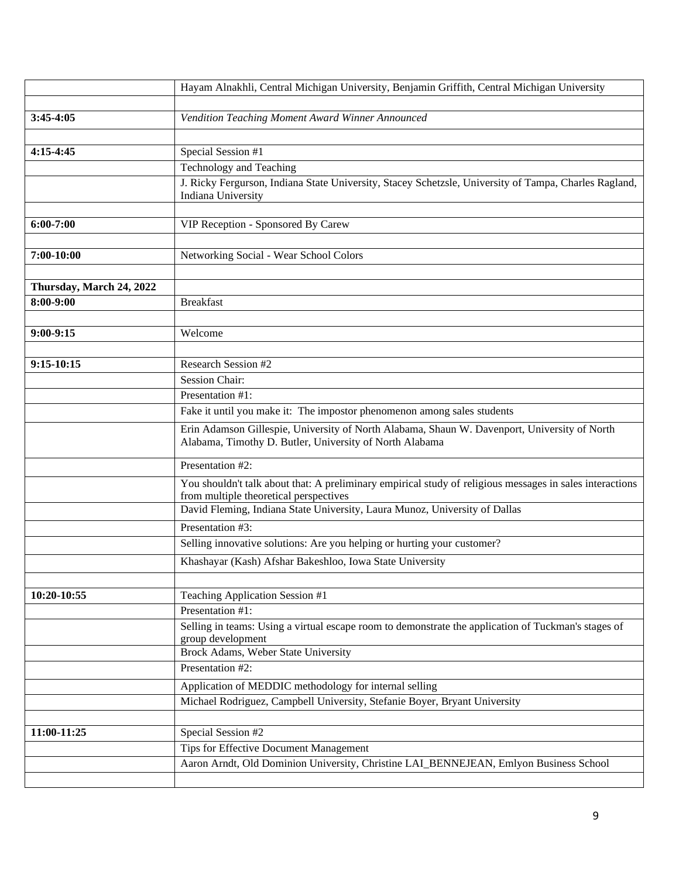| | |
|---|---|
| | Hayam Alnakhli, Central Michigan University, Benjamin Griffith, Central Michigan University |
| | |
| **3:45-4:05** | *Vendition Teaching Moment Award Winner Announced* |
| | |
| **4:15-4:45** | Special Session #1 |
| | Technology and Teaching |
| | J. Ricky Fergurson, Indiana State University, Stacey Schetzsle, University of Tampa, Charles Ragland, Indiana University |
| | |
| **6:00-7:00** | VIP Reception - Sponsored By Carew |
| | |
| **7:00-10:00** | Networking Social - Wear School Colors |
| | |
| **Thursday, March 24, 2022** | |
| **8:00-9:00** | Breakfast |
| | |
| **9:00-9:15** | Welcome |
| | |
| **9:15-10:15** | Research Session #2 |
| | Session Chair: |
| | Presentation #1: |
| | Fake it until you make it: The impostor phenomenon among sales students |
| | Erin Adamson Gillespie, University of North Alabama, Shaun W. Davenport, University of North Alabama, Timothy D. Butler, University of North Alabama |
| | Presentation #2: |
| | You shouldn't talk about that: A preliminary empirical study of religious messages in sales interactions from multiple theoretical perspectives |
| | David Fleming, Indiana State University, Laura Munoz, University of Dallas |
| | Presentation #3: |
| | Selling innovative solutions: Are you helping or hurting your customer? |
| | Khashayar (Kash) Afshar Bakeshloo, Iowa State University |
| | |
| **10:20-10:55** | Teaching Application Session #1 |
| | Presentation #1: |
| | Selling in teams: Using a virtual escape room to demonstrate the application of Tuckman's stages of group development |
| | Brock Adams, Weber State University |
| | Presentation #2: |
| | Application of MEDDIC methodology for internal selling |
| | Michael Rodriguez, Campbell University, Stefanie Boyer, Bryant University |
| | |
| **11:00-11:25** | Special Session #2 |
| | Tips for Effective Document Management |
| | Aaron Arndt, Old Dominion University, Christine LAI_BENNEJEAN, Emlyon Business School |
| | |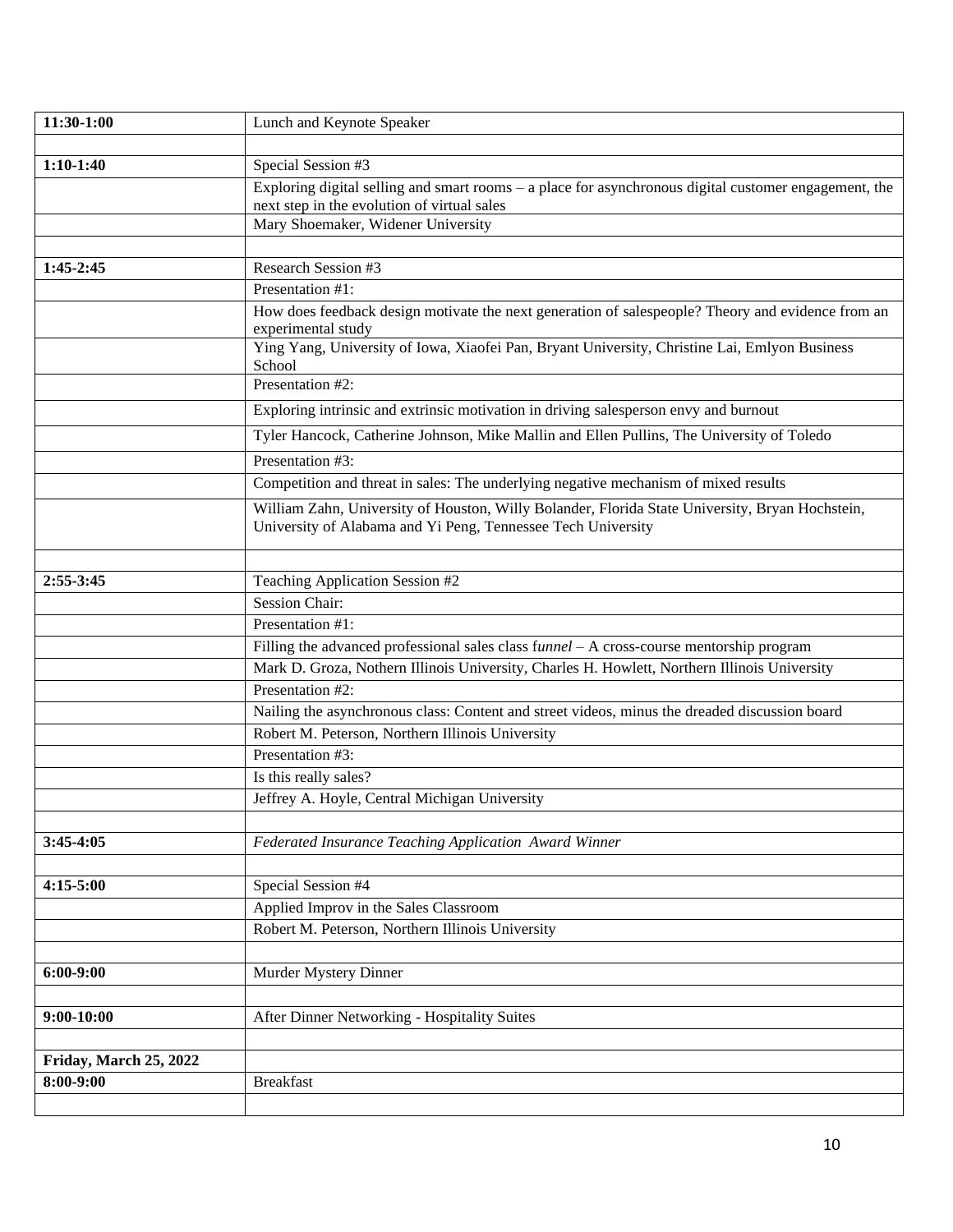| | |
|---|---|
| **11:30-1:00** | Lunch and Keynote Speaker |
| | |
| **1:10-1:40** | Special Session #3 |
| | Exploring digital selling and smart rooms – a place for asynchronous digital customer engagement, the next step in the evolution of virtual sales |
| | Mary Shoemaker, Widener University |
| | |
| **1:45-2:45** | Research Session #3 |
| | Presentation #1: |
| | How does feedback design motivate the next generation of salespeople? Theory and evidence from an experimental study |
| | Ying Yang, University of Iowa, Xiaofei Pan, Bryant University, Christine Lai, Emlyon Business School |
| | Presentation #2: |
| | Exploring intrinsic and extrinsic motivation in driving salesperson envy and burnout |
| | Tyler Hancock, Catherine Johnson, Mike Mallin and Ellen Pullins, The University of Toledo |
| | Presentation #3: |
| | Competition and threat in sales: The underlying negative mechanism of mixed results |
| | William Zahn, University of Houston, Willy Bolander, Florida State University, Bryan Hochstein, University of Alabama and Yi Peng, Tennessee Tech University |
| | |
| **2:55-3:45** | Teaching Application Session #2 |
| | Session Chair: |
| | Presentation #1: |
| | Filling the advanced professional sales class f*unnel* – A cross-course mentorship program |
| | Mark D. Groza, Nothern Illinois University, Charles H. Howlett, Northern Illinois University |
| | Presentation #2: |
| | Nailing the asynchronous class: Content and street videos, minus the dreaded discussion board |
| | Robert M. Peterson, Northern Illinois University |
| | Presentation #3: |
| | Is this really sales? |
| | Jeffrey A. Hoyle, Central Michigan University |
| | |
| **3:45-4:05** | *Federated Insurance Teaching Application Award Winner* |
| | |
| **4:15-5:00** | Special Session #4 |
| | Applied Improv in the Sales Classroom |
| | Robert M. Peterson, Northern Illinois University |
| | |
| **6:00-9:00** | Murder Mystery Dinner |
| | |
| **9:00-10:00** | After Dinner Networking - Hospitality Suites |
| | |
| **Friday, March 25, 2022** | |
| **8:00-9:00** | Breakfast |
| | |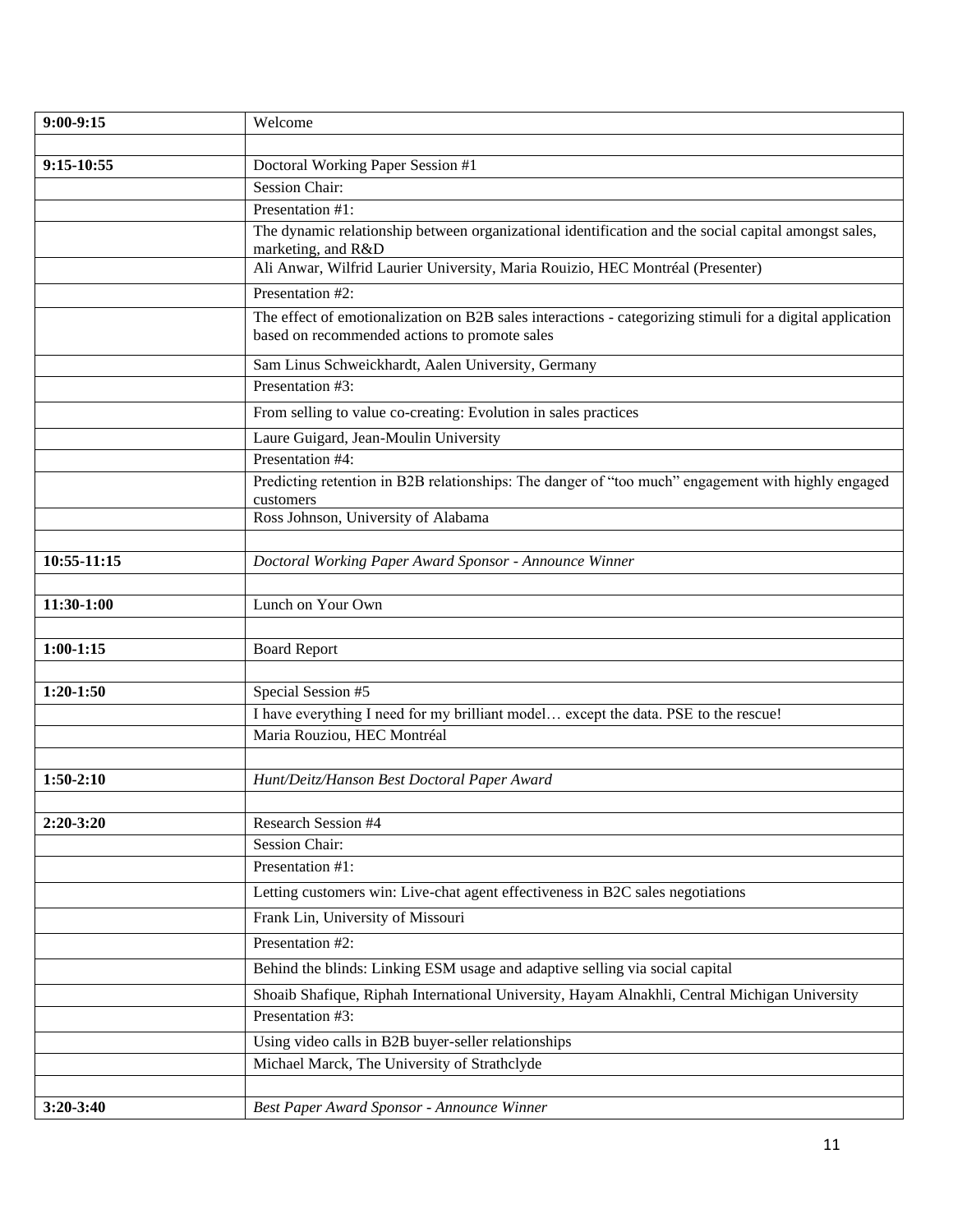| 9:00-9:15 | Welcome |
| --- | --- |
| | |
| **9:15-10:55** | Doctoral Working Paper Session #1 |
| | Session Chair: |
| | Presentation #1: |
| | The dynamic relationship between organizational identification and the social capital amongst sales, marketing, and R&D |
| | Ali Anwar, Wilfrid Laurier University, Maria Rouizio, HEC Montréal (Presenter) |
| | Presentation #2: |
| | The effect of emotionalization on B2B sales interactions - categorizing stimuli for a digital application based on recommended actions to promote sales |
| | Sam Linus Schweickhardt, Aalen University, Germany |
| | Presentation #3: |
| | From selling to value co-creating: Evolution in sales practices |
| | Laure Guigard, Jean-Moulin University |
| | Presentation #4: |
| | Predicting retention in B2B relationships: The danger of "too much" engagement with highly engaged customers |
| | Ross Johnson, University of Alabama |
| | |
| **10:55-11:15** | *Doctoral Working Paper Award Sponsor - Announce Winner* |
| | |
| **11:30-1:00** | Lunch on Your Own |
| | |
| **1:00-1:15** | Board Report |
| | |
| **1:20-1:50** | Special Session #5 |
| | I have everything I need for my brilliant model… except the data. PSE to the rescue! |
| | Maria Rouziou, HEC Montréal |
| | |
| **1:50-2:10** | *Hunt/Deitz/Hanson Best Doctoral Paper Award* |
| | |
| **2:20-3:20** | Research Session #4 |
| | Session Chair: |
| | Presentation #1: |
| | Letting customers win: Live-chat agent effectiveness in B2C sales negotiations |
| | Frank Lin, University of Missouri |
| | Presentation #2: |
| | Behind the blinds: Linking ESM usage and adaptive selling via social capital |
| | Shoaib Shafique, Riphah International University, Hayam Alnakhli, Central Michigan University |
| | Presentation #3: |
| | Using video calls in B2B buyer-seller relationships |
| | Michael Marck, The University of Strathclyde |
| | |
| **3:20-3:40** | *Best Paper Award Sponsor - Announce Winner* |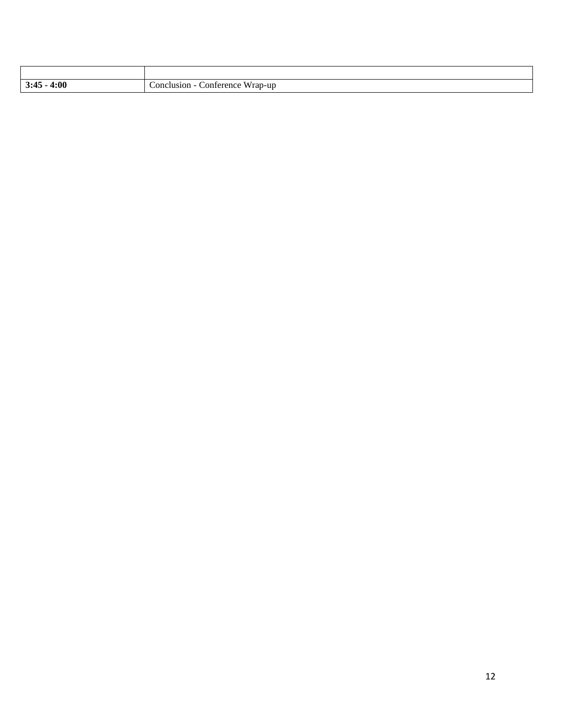| | |
|---|---|
| **3:45 - 4:00** | Conclusion - Conference Wrap-up |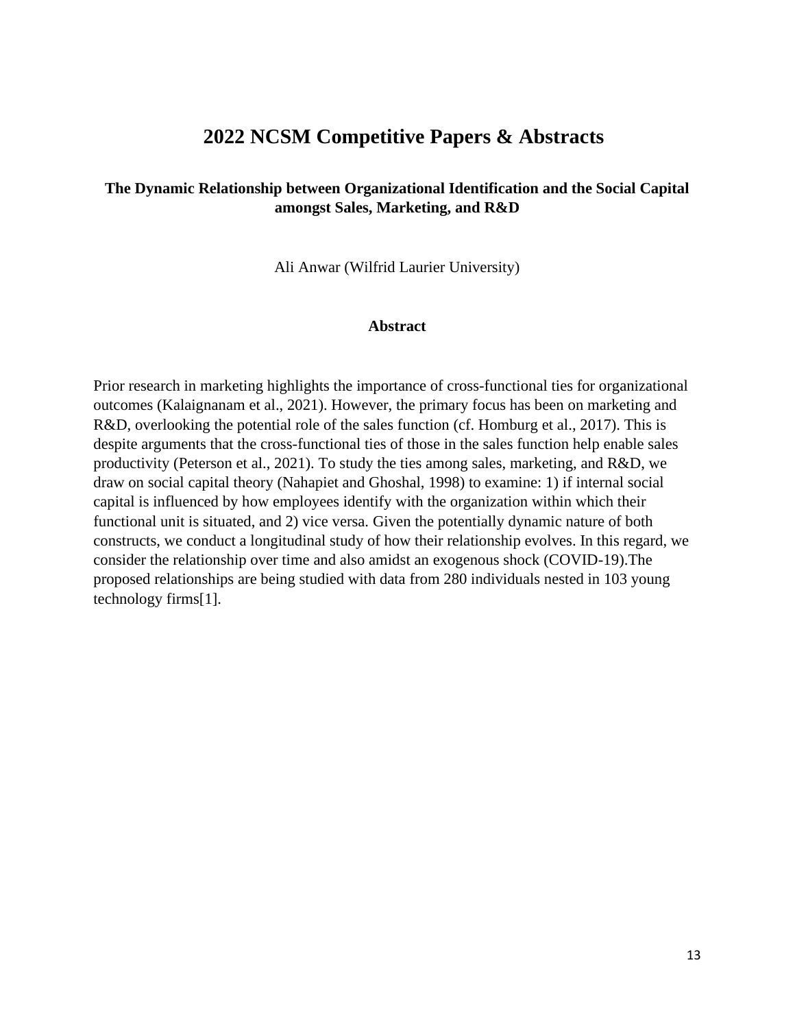# 2022 NCSM Competitive Papers & Abstracts

### The Dynamic Relationship between Organizational Identification and the Social Capital amongst Sales, Marketing, and R&D

Ali Anwar (Wilfrid Laurier University)

#### Abstract

Prior research in marketing highlights the importance of cross-functional ties for organizational outcomes (Kalaignanam et al., 2021). However, the primary focus has been on marketing and R&D, overlooking the potential role of the sales function (cf. Homburg et al., 2017). This is despite arguments that the cross-functional ties of those in the sales function help enable sales productivity (Peterson et al., 2021). To study the ties among sales, marketing, and R&D, we draw on social capital theory (Nahapiet and Ghoshal, 1998) to examine: 1) if internal social capital is influenced by how employees identify with the organization within which their functional unit is situated, and 2) vice versa. Given the potentially dynamic nature of both constructs, we conduct a longitudinal study of how their relationship evolves. In this regard, we consider the relationship over time and also amidst an exogenous shock (COVID-19).The proposed relationships are being studied with data from 280 individuals nested in 103 young technology firms[1].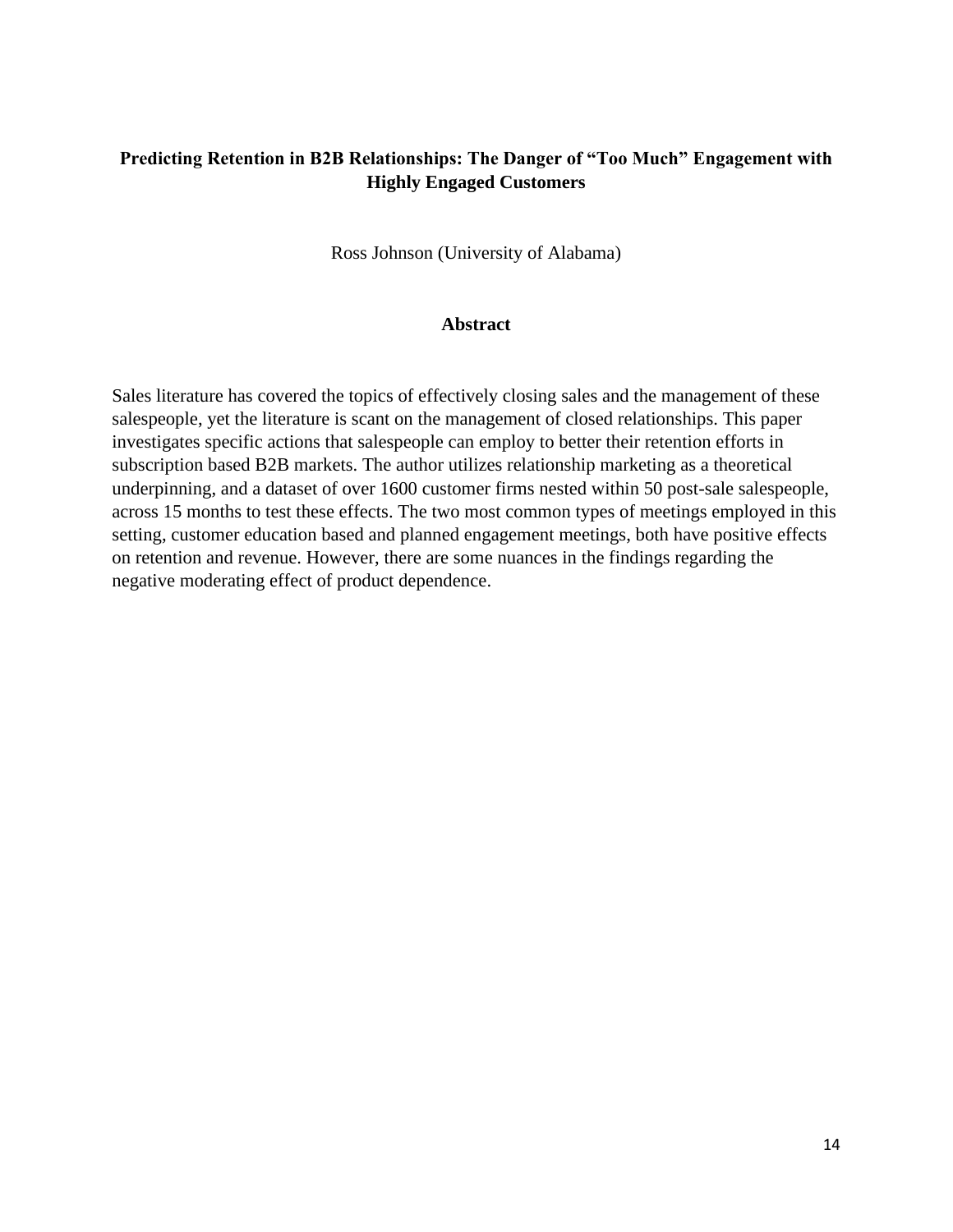# Predicting Retention in B2B Relationships: The Danger of "Too Much" Engagement with Highly Engaged Customers

Ross Johnson (University of Alabama)

## Abstract

Sales literature has covered the topics of effectively closing sales and the management of these salespeople, yet the literature is scant on the management of closed relationships. This paper investigates specific actions that salespeople can employ to better their retention efforts in subscription based B2B markets. The author utilizes relationship marketing as a theoretical underpinning, and a dataset of over 1600 customer firms nested within 50 post-sale salespeople, across 15 months to test these effects. The two most common types of meetings employed in this setting, customer education based and planned engagement meetings, both have positive effects on retention and revenue. However, there are some nuances in the findings regarding the negative moderating effect of product dependence.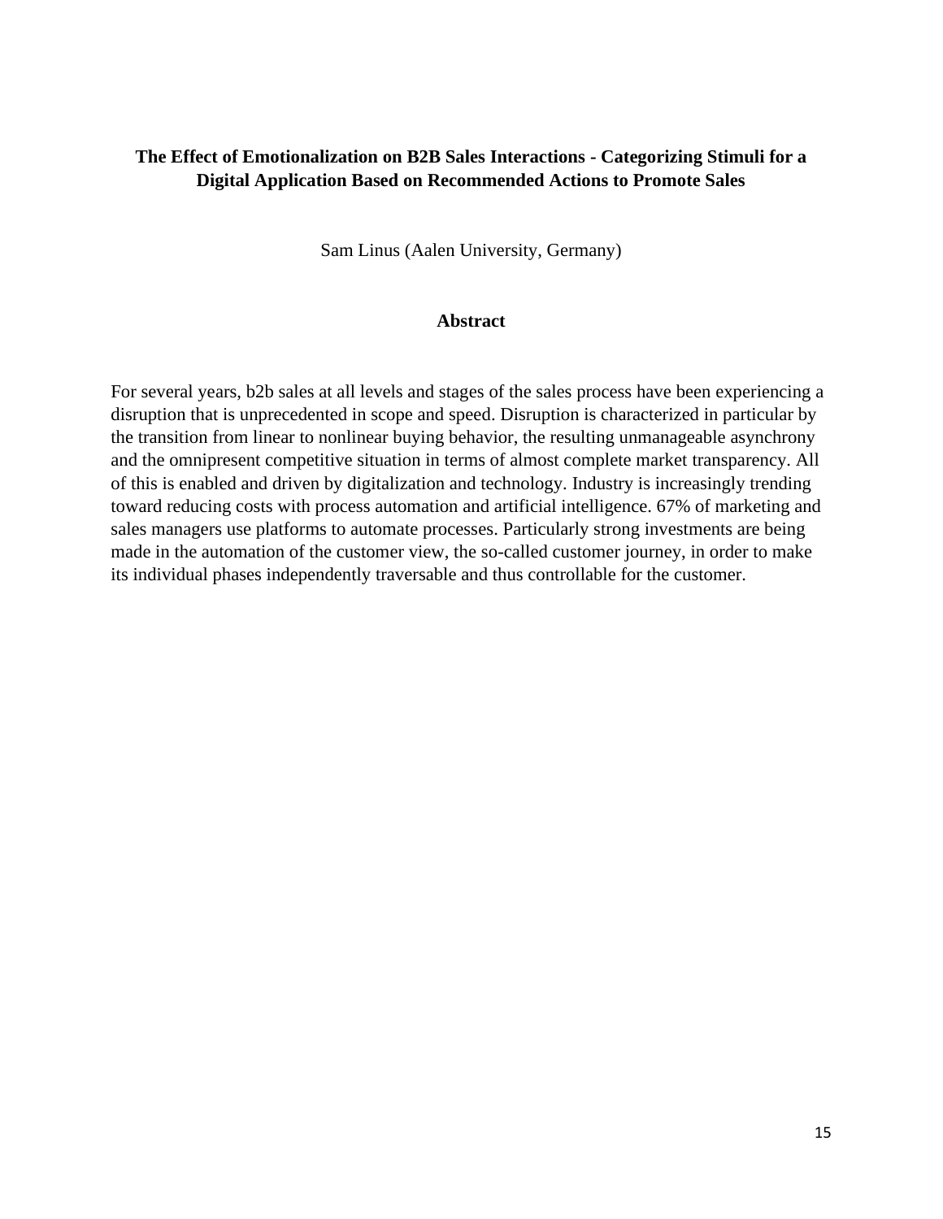**The Effect of Emotionalization on B2B Sales Interactions - Categorizing Stimuli for a Digital Application Based on Recommended Actions to Promote Sales**

Sam Linus (Aalen University, Germany)

**Abstract**

For several years, b2b sales at all levels and stages of the sales process have been experiencing a disruption that is unprecedented in scope and speed. Disruption is characterized in particular by the transition from linear to nonlinear buying behavior, the resulting unmanageable asynchrony and the omnipresent competitive situation in terms of almost complete market transparency. All of this is enabled and driven by digitalization and technology. Industry is increasingly trending toward reducing costs with process automation and artificial intelligence. 67% of marketing and sales managers use platforms to automate processes. Particularly strong investments are being made in the automation of the customer view, the so-called customer journey, in order to make its individual phases independently traversable and thus controllable for the customer.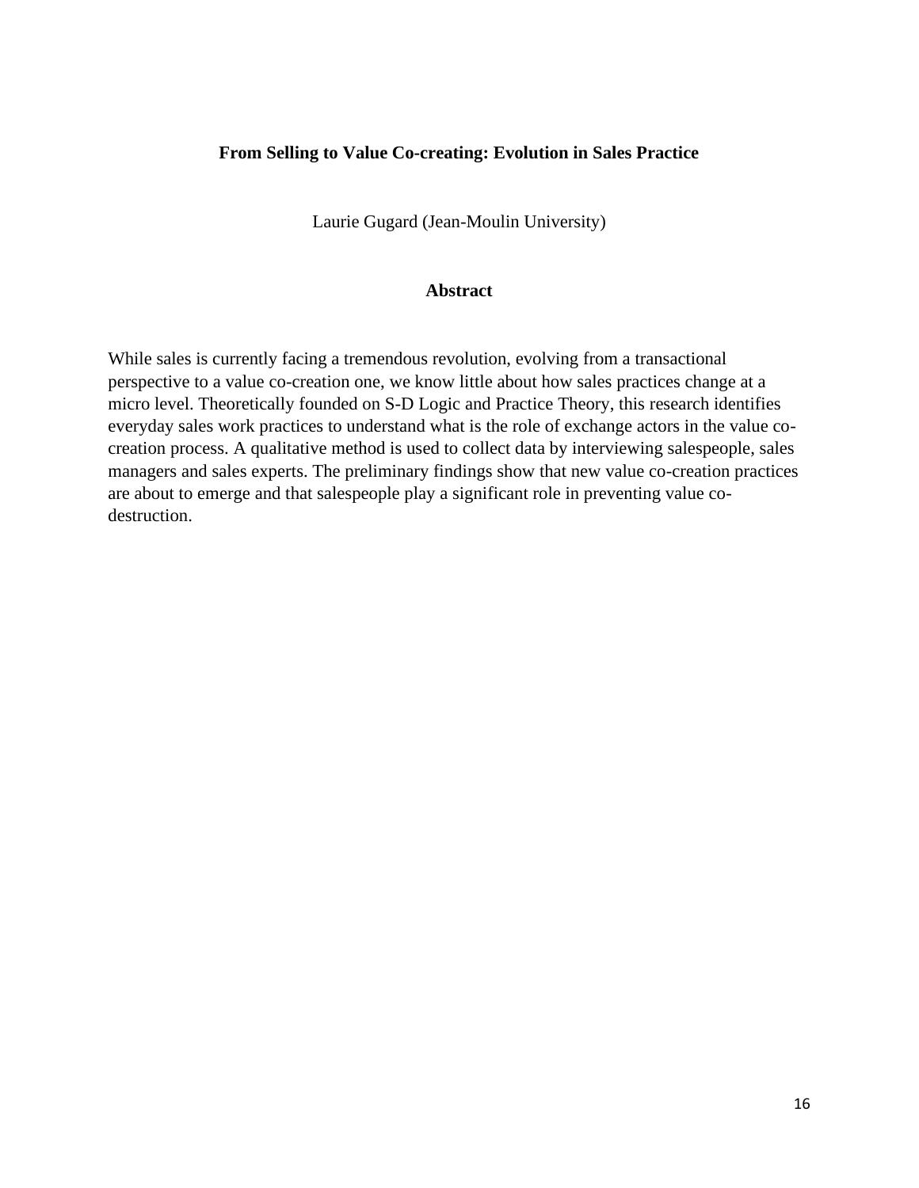**From Selling to Value Co-creating: Evolution in Sales Practice**

Laurie Gugard (Jean-Moulin University)

**Abstract**

While sales is currently facing a tremendous revolution, evolving from a transactional perspective to a value co-creation one, we know little about how sales practices change at a micro level. Theoretically founded on S-D Logic and Practice Theory, this research identifies everyday sales work practices to understand what is the role of exchange actors in the value co-creation process. A qualitative method is used to collect data by interviewing salespeople, sales managers and sales experts. The preliminary findings show that new value co-creation practices are about to emerge and that salespeople play a significant role in preventing value co-destruction.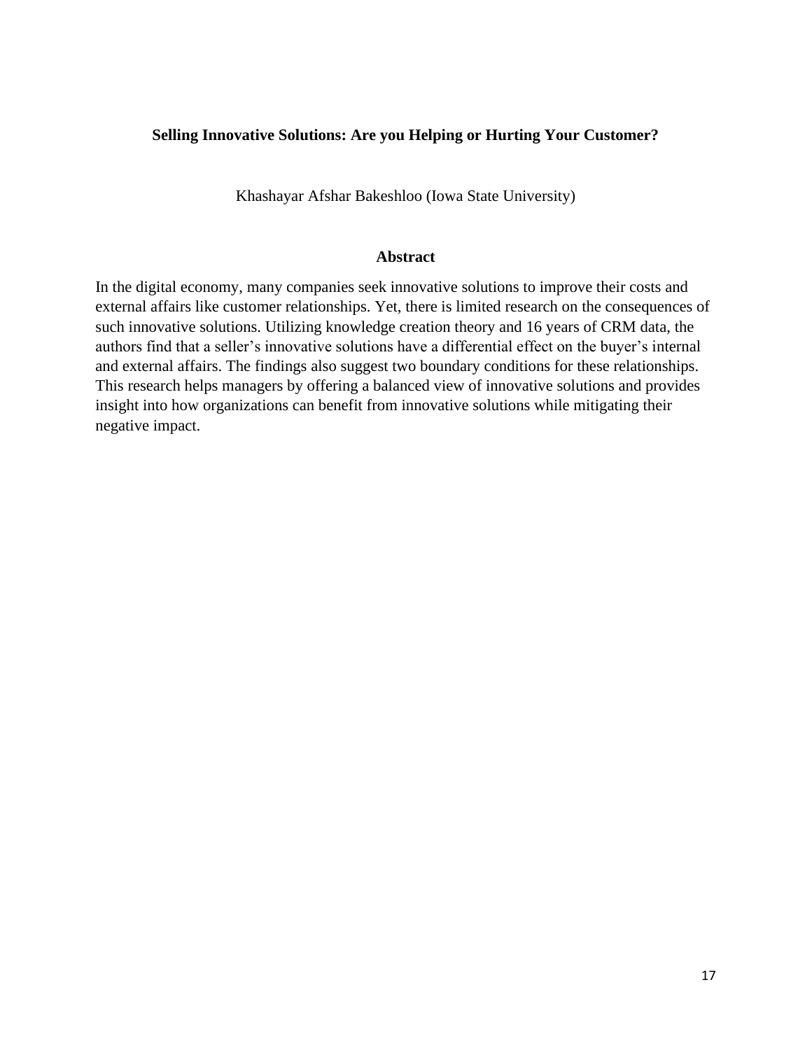**Selling Innovative Solutions: Are you Helping or Hurting Your Customer?**

Khashayar Afshar Bakeshloo (Iowa State University)

**Abstract**

In the digital economy, many companies seek innovative solutions to improve their costs and external affairs like customer relationships. Yet, there is limited research on the consequences of such innovative solutions. Utilizing knowledge creation theory and 16 years of CRM data, the authors find that a seller's innovative solutions have a differential effect on the buyer's internal and external affairs. The findings also suggest two boundary conditions for these relationships. This research helps managers by offering a balanced view of innovative solutions and provides insight into how organizations can benefit from innovative solutions while mitigating their negative impact.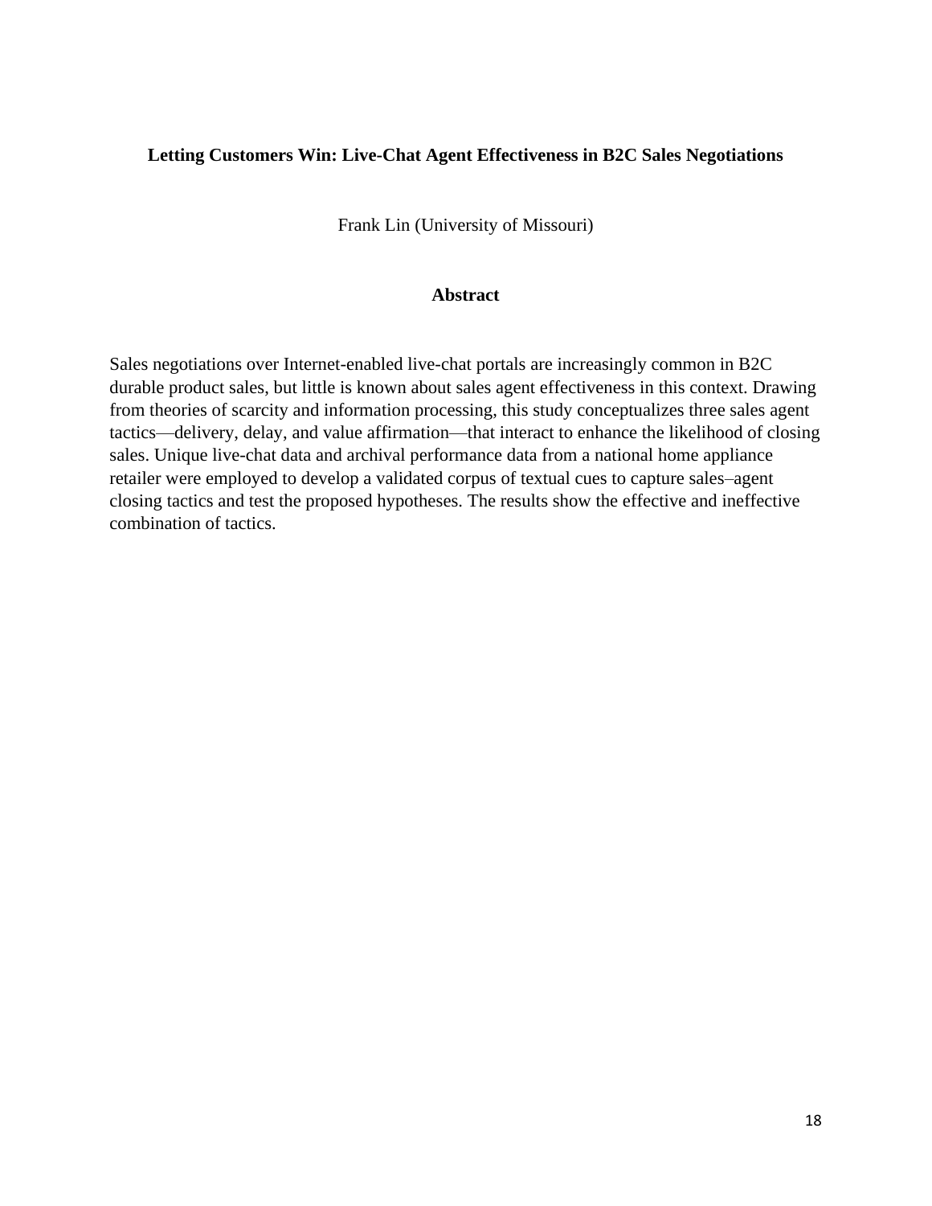**Letting Customers Win: Live-Chat Agent Effectiveness in B2C Sales Negotiations**

Frank Lin (University of Missouri)

**Abstract**

Sales negotiations over Internet-enabled live-chat portals are increasingly common in B2C durable product sales, but little is known about sales agent effectiveness in this context. Drawing from theories of scarcity and information processing, this study conceptualizes three sales agent tactics—delivery, delay, and value affirmation—that interact to enhance the likelihood of closing sales. Unique live-chat data and archival performance data from a national home appliance retailer were employed to develop a validated corpus of textual cues to capture sales–agent closing tactics and test the proposed hypotheses. The results show the effective and ineffective combination of tactics.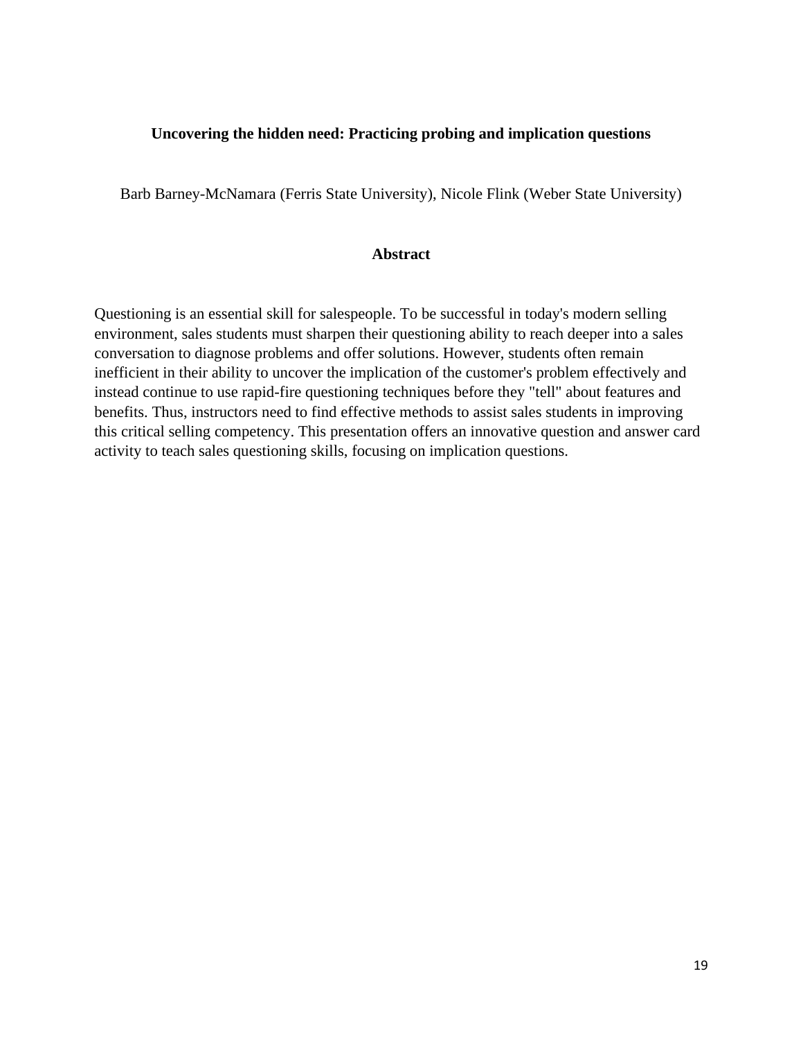## Uncovering the hidden need: Practicing probing and implication questions

Barb Barney-McNamara (Ferris State University), Nicole Flink (Weber State University)

### Abstract

Questioning is an essential skill for salespeople. To be successful in today's modern selling environment, sales students must sharpen their questioning ability to reach deeper into a sales conversation to diagnose problems and offer solutions. However, students often remain inefficient in their ability to uncover the implication of the customer's problem effectively and instead continue to use rapid-fire questioning techniques before they "tell" about features and benefits. Thus, instructors need to find effective methods to assist sales students in improving this critical selling competency. This presentation offers an innovative question and answer card activity to teach sales questioning skills, focusing on implication questions.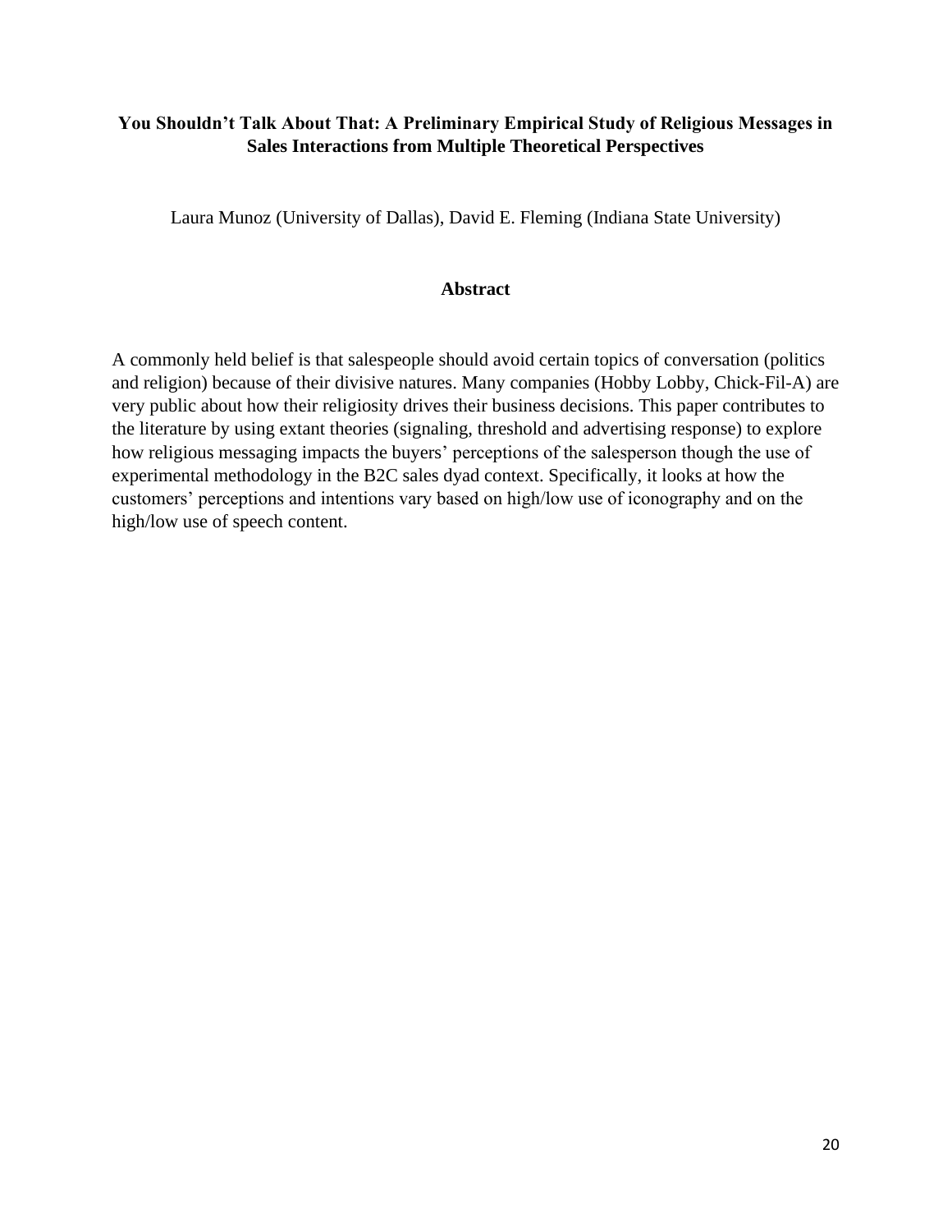## You Shouldn’t Talk About That: A Preliminary Empirical Study of Religious Messages in Sales Interactions from Multiple Theoretical Perspectives

Laura Munoz (University of Dallas), David E. Fleming (Indiana State University)

### Abstract

A commonly held belief is that salespeople should avoid certain topics of conversation (politics and religion) because of their divisive natures. Many companies (Hobby Lobby, Chick-Fil-A) are very public about how their religiosity drives their business decisions. This paper contributes to the literature by using extant theories (signaling, threshold and advertising response) to explore how religious messaging impacts the buyers’ perceptions of the salesperson though the use of experimental methodology in the B2C sales dyad context. Specifically, it looks at how the customers’ perceptions and intentions vary based on high/low use of iconography and on the high/low use of speech content.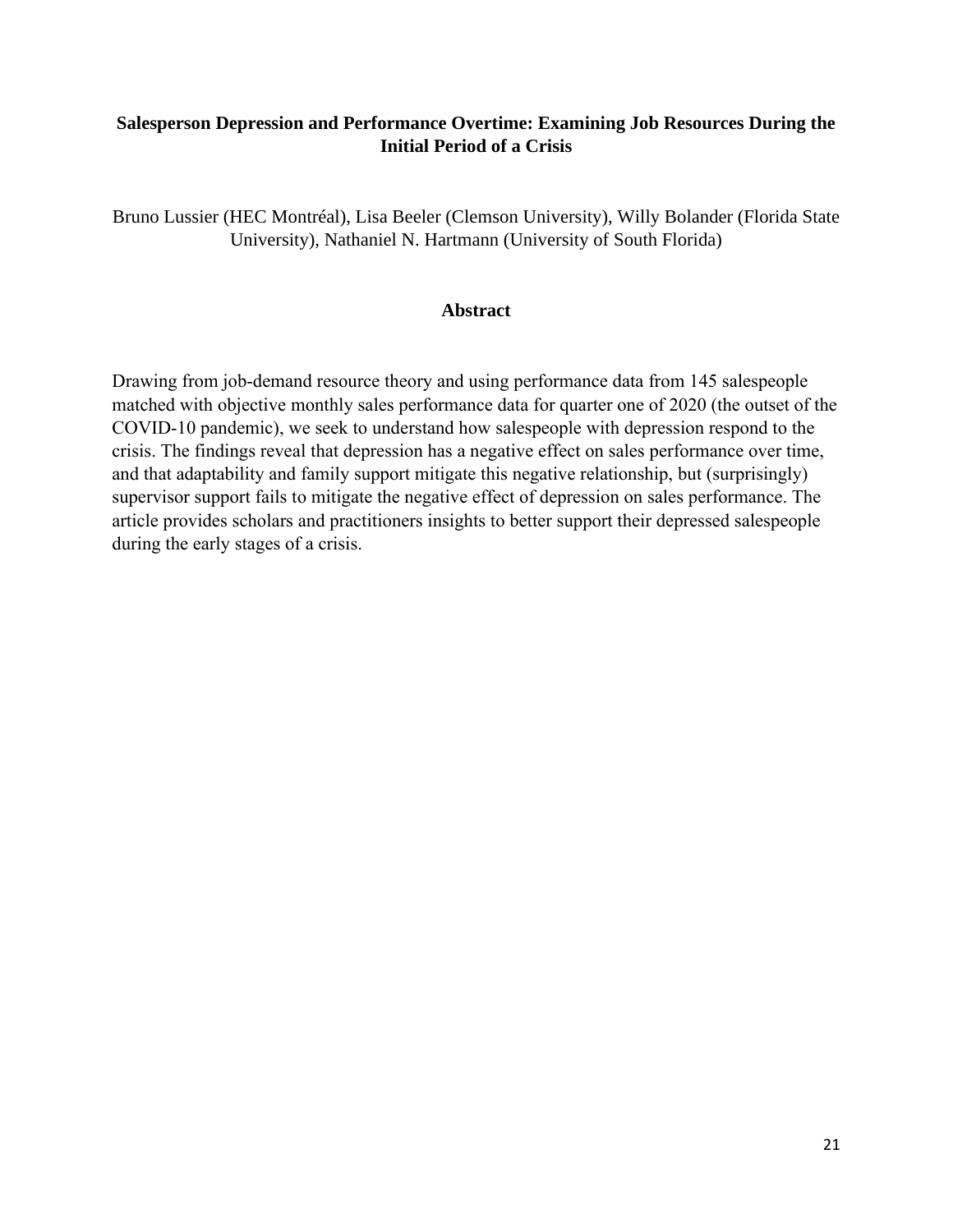**Salesperson Depression and Performance Overtime: Examining Job Resources During the Initial Period of a Crisis**

Bruno Lussier (HEC Montréal), Lisa Beeler (Clemson University), Willy Bolander (Florida State University), Nathaniel N. Hartmann (University of South Florida)

## Abstract

Drawing from job-demand resource theory and using performance data from 145 salespeople matched with objective monthly sales performance data for quarter one of 2020 (the outset of the COVID-10 pandemic), we seek to understand how salespeople with depression respond to the crisis. The findings reveal that depression has a negative effect on sales performance over time, and that adaptability and family support mitigate this negative relationship, but (surprisingly) supervisor support fails to mitigate the negative effect of depression on sales performance. The article provides scholars and practitioners insights to better support their depressed salespeople during the early stages of a crisis.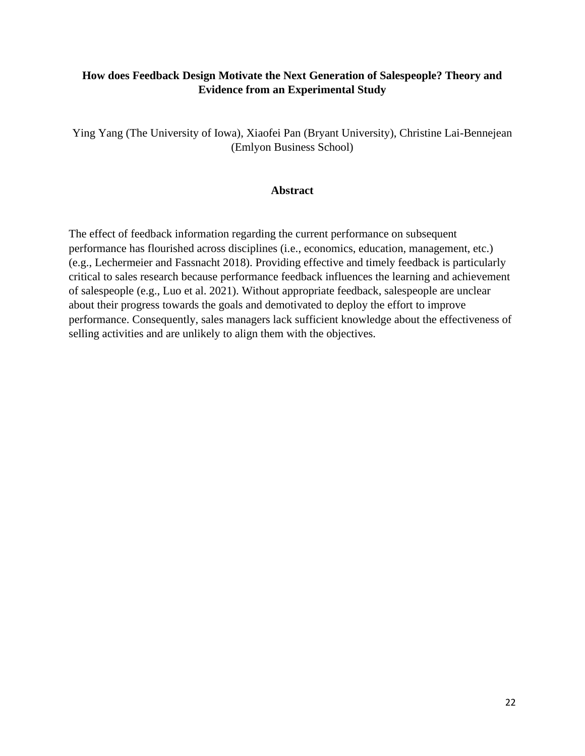**How does Feedback Design Motivate the Next Generation of Salespeople? Theory and Evidence from an Experimental Study**

Ying Yang (The University of Iowa), Xiaofei Pan (Bryant University), Christine Lai-Bennejean (Emlyon Business School)

**Abstract**

The effect of feedback information regarding the current performance on subsequent performance has flourished across disciplines (i.e., economics, education, management, etc.) (e.g., Lechermeier and Fassnacht 2018). Providing effective and timely feedback is particularly critical to sales research because performance feedback influences the learning and achievement of salespeople (e.g., Luo et al. 2021). Without appropriate feedback, salespeople are unclear about their progress towards the goals and demotivated to deploy the effort to improve performance. Consequently, sales managers lack sufficient knowledge about the effectiveness of selling activities and are unlikely to align them with the objectives.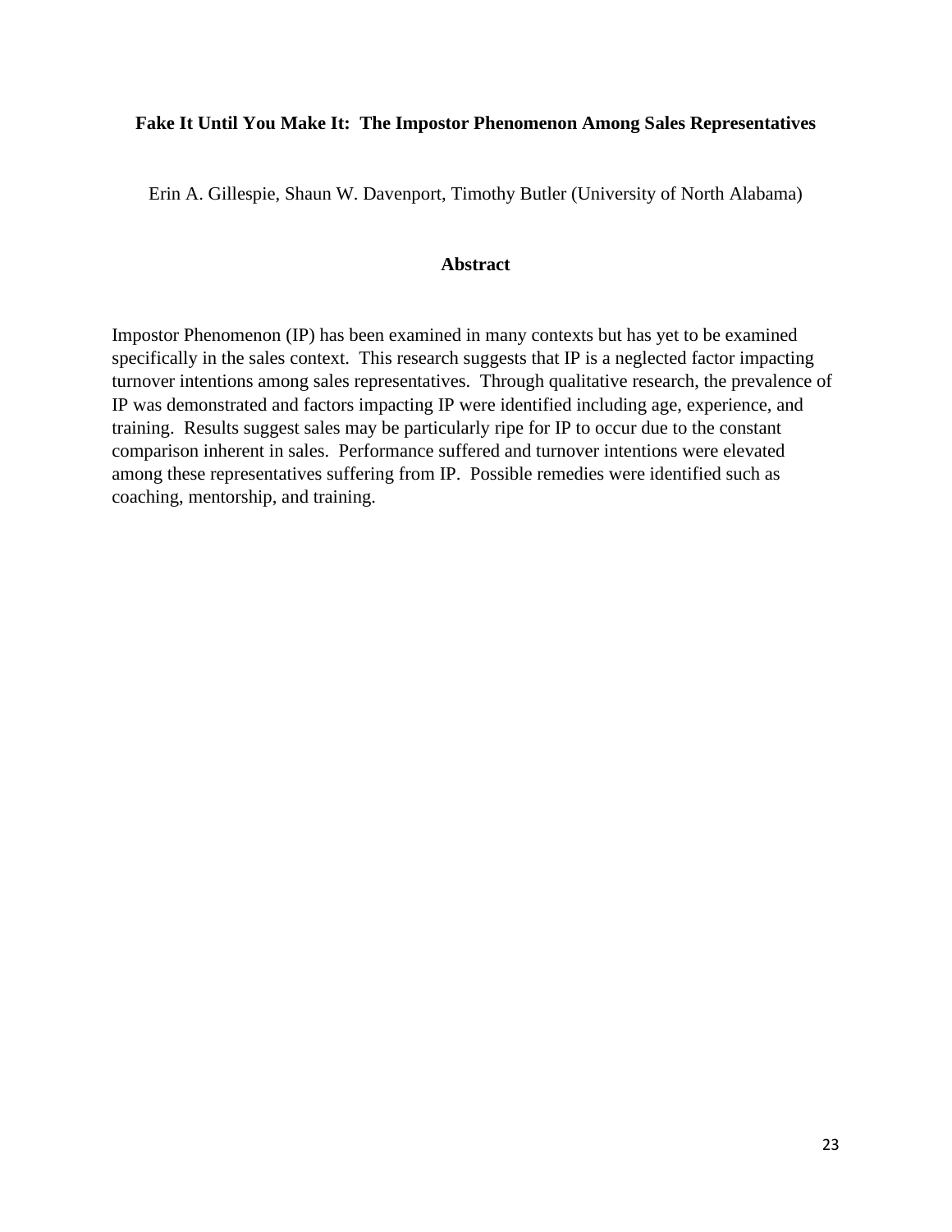**Fake It Until You Make It: The Impostor Phenomenon Among Sales Representatives**

Erin A. Gillespie, Shaun W. Davenport, Timothy Butler (University of North Alabama)

**Abstract**

Impostor Phenomenon (IP) has been examined in many contexts but has yet to be examined specifically in the sales context. This research suggests that IP is a neglected factor impacting turnover intentions among sales representatives. Through qualitative research, the prevalence of IP was demonstrated and factors impacting IP were identified including age, experience, and training. Results suggest sales may be particularly ripe for IP to occur due to the constant comparison inherent in sales. Performance suffered and turnover intentions were elevated among these representatives suffering from IP. Possible remedies were identified such as coaching, mentorship, and training.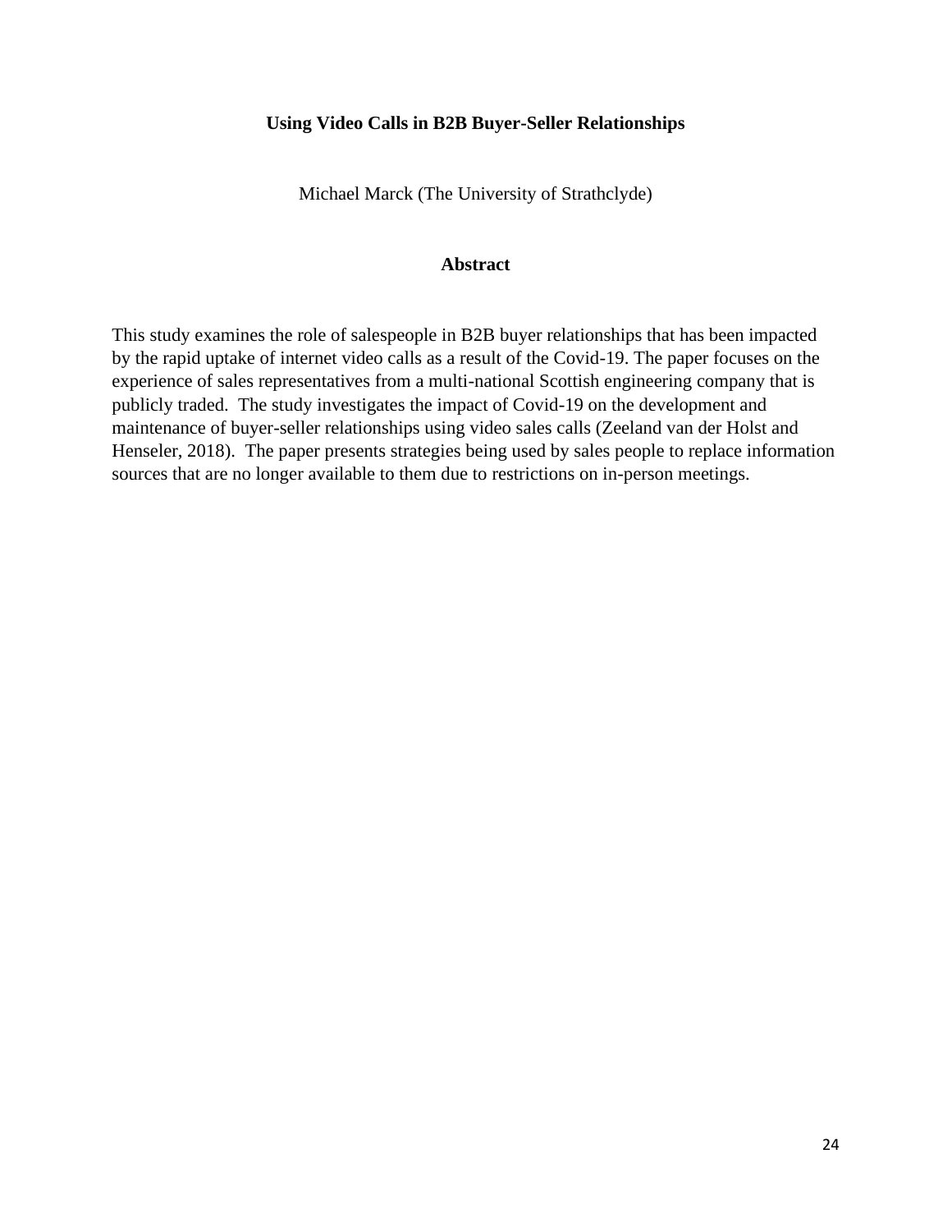# Using Video Calls in B2B Buyer-Seller Relationships

Michael Marck (The University of Strathclyde)

## Abstract

This study examines the role of salespeople in B2B buyer relationships that has been impacted by the rapid uptake of internet video calls as a result of the Covid-19. The paper focuses on the experience of sales representatives from a multi-national Scottish engineering company that is publicly traded. The study investigates the impact of Covid-19 on the development and maintenance of buyer-seller relationships using video sales calls (Zeeland van der Holst and Henseler, 2018). The paper presents strategies being used by sales people to replace information sources that are no longer available to them due to restrictions on in-person meetings.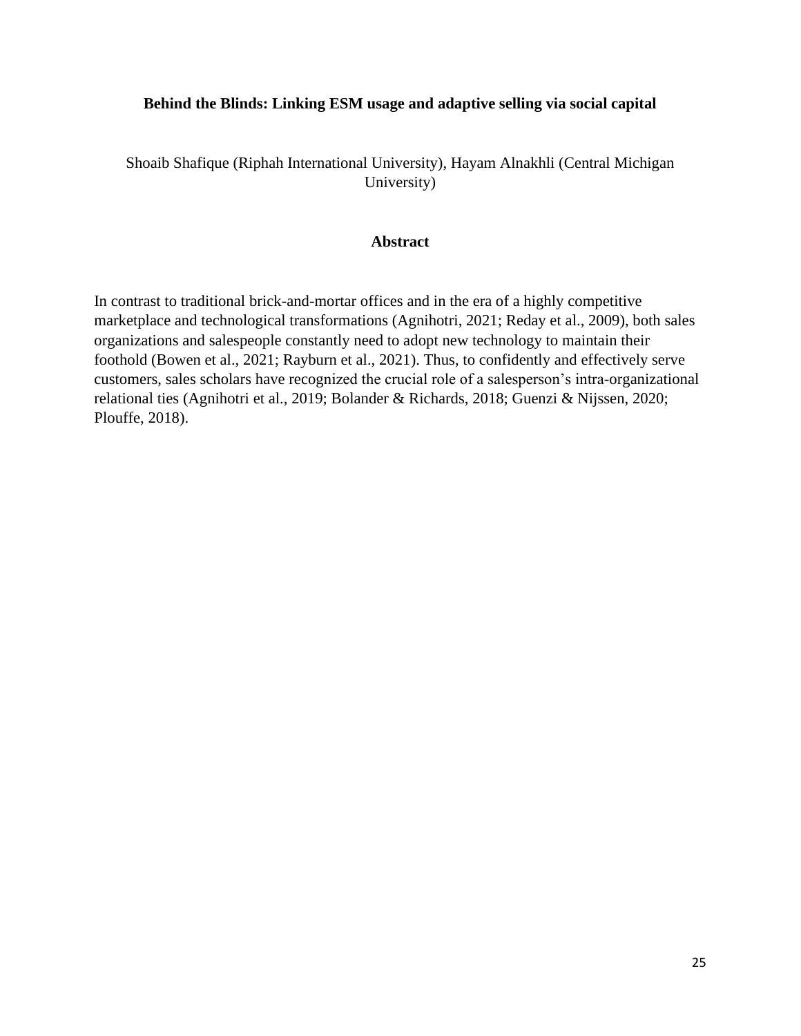**Behind the Blinds: Linking ESM usage and adaptive selling via social capital**

Shoaib Shafique (Riphah International University), Hayam Alnakhli (Central Michigan University)

## Abstract

In contrast to traditional brick-and-mortar offices and in the era of a highly competitive marketplace and technological transformations (Agnihotri, 2021; Reday et al., 2009), both sales organizations and salespeople constantly need to adopt new technology to maintain their foothold (Bowen et al., 2021; Rayburn et al., 2021). Thus, to confidently and effectively serve customers, sales scholars have recognized the crucial role of a salesperson's intra-organizational relational ties (Agnihotri et al., 2019; Bolander & Richards, 2018; Guenzi & Nijssen, 2020; Plouffe, 2018).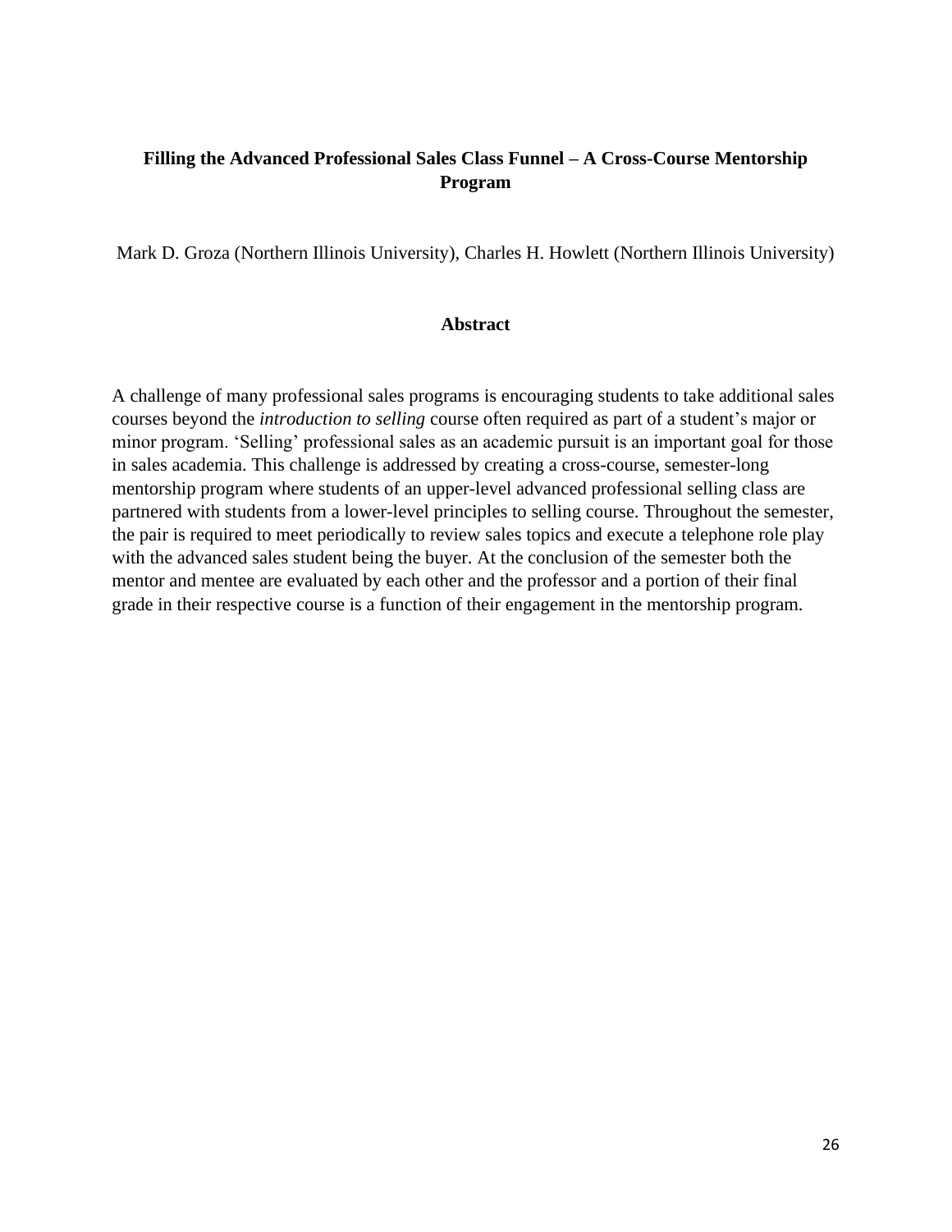# Filling the Advanced Professional Sales Class Funnel – A Cross-Course Mentorship Program

Mark D. Groza (Northern Illinois University), Charles H. Howlett (Northern Illinois University)

## Abstract

A challenge of many professional sales programs is encouraging students to take additional sales courses beyond the *introduction to selling* course often required as part of a student's major or minor program. 'Selling' professional sales as an academic pursuit is an important goal for those in sales academia. This challenge is addressed by creating a cross-course, semester-long mentorship program where students of an upper-level advanced professional selling class are partnered with students from a lower-level principles to selling course. Throughout the semester, the pair is required to meet periodically to review sales topics and execute a telephone role play with the advanced sales student being the buyer. At the conclusion of the semester both the mentor and mentee are evaluated by each other and the professor and a portion of their final grade in their respective course is a function of their engagement in the mentorship program.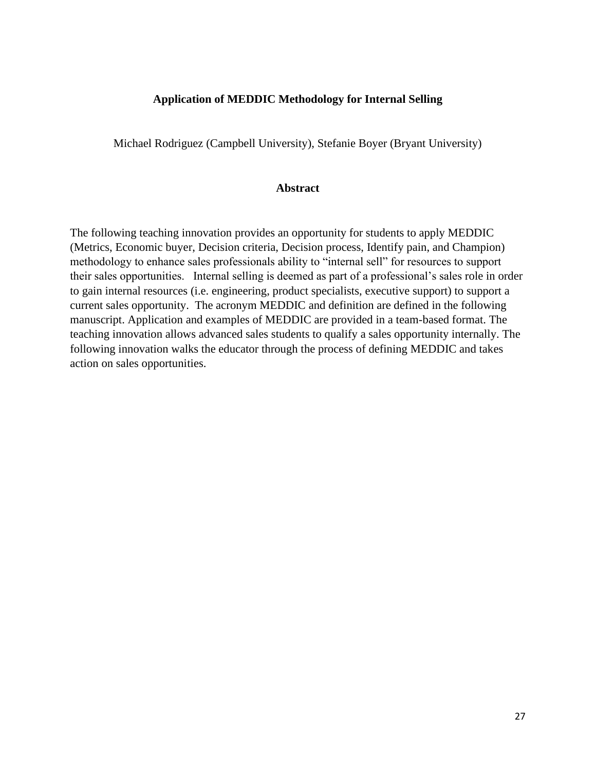# Application of MEDDIC Methodology for Internal Selling

Michael Rodriguez (Campbell University), Stefanie Boyer (Bryant University)

## Abstract

The following teaching innovation provides an opportunity for students to apply MEDDIC (Metrics, Economic buyer, Decision criteria, Decision process, Identify pain, and Champion) methodology to enhance sales professionals ability to "internal sell" for resources to support their sales opportunities. Internal selling is deemed as part of a professional's sales role in order to gain internal resources (i.e. engineering, product specialists, executive support) to support a current sales opportunity. The acronym MEDDIC and definition are defined in the following manuscript. Application and examples of MEDDIC are provided in a team-based format. The teaching innovation allows advanced sales students to qualify a sales opportunity internally. The following innovation walks the educator through the process of defining MEDDIC and takes action on sales opportunities.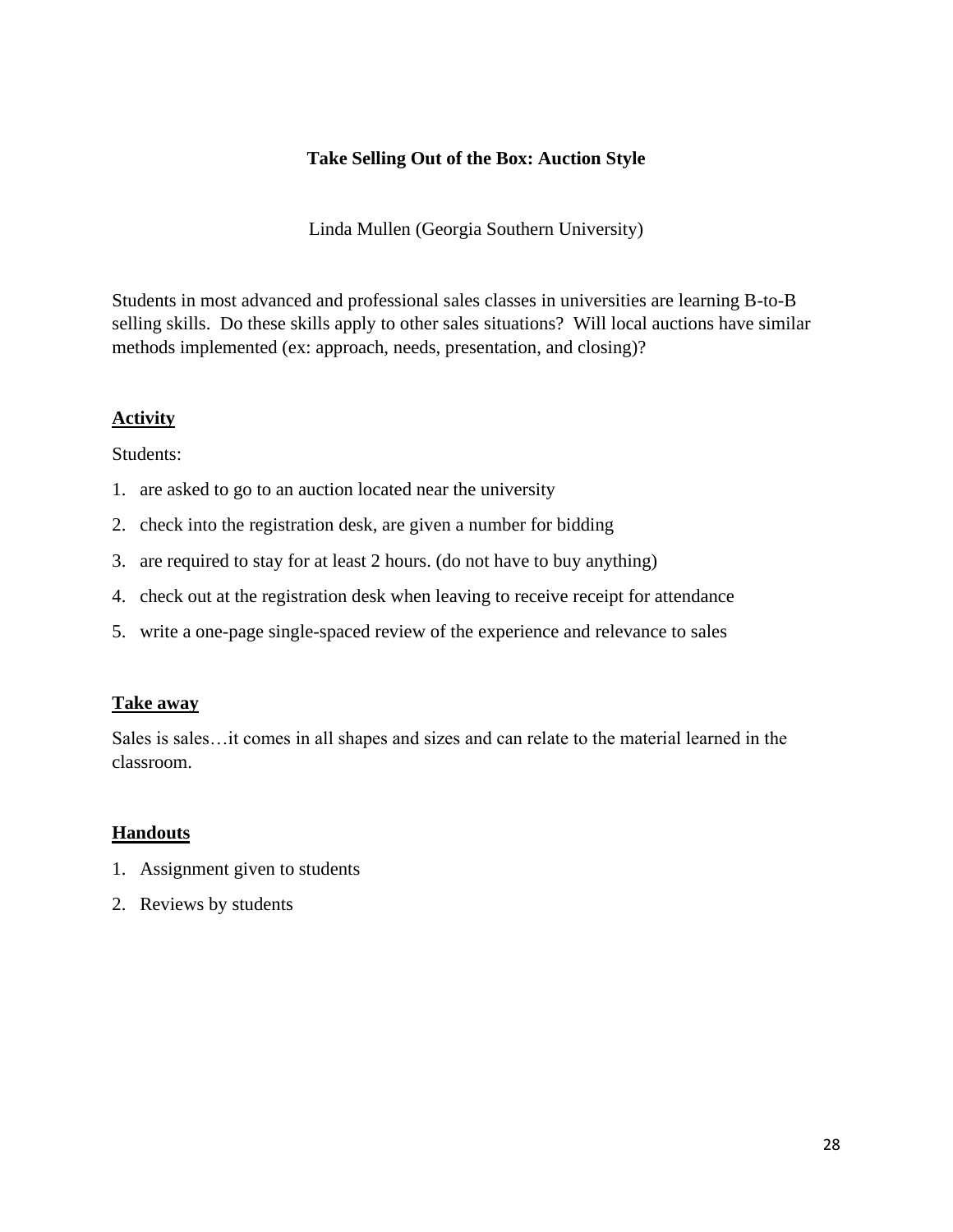## Take Selling Out of the Box: Auction Style

Linda Mullen (Georgia Southern University)

Students in most advanced and professional sales classes in universities are learning B-to-B selling skills. Do these skills apply to other sales situations? Will local auctions have similar methods implemented (ex: approach, needs, presentation, and closing)?

### Activity

Students:

1. are asked to go to an auction located near the university
2. check into the registration desk, are given a number for bidding
3. are required to stay for at least 2 hours. (do not have to buy anything)
4. check out at the registration desk when leaving to receive receipt for attendance
5. write a one-page single-spaced review of the experience and relevance to sales

### Take away

Sales is sales…it comes in all shapes and sizes and can relate to the material learned in the classroom.

### Handouts

1. Assignment given to students
2. Reviews by students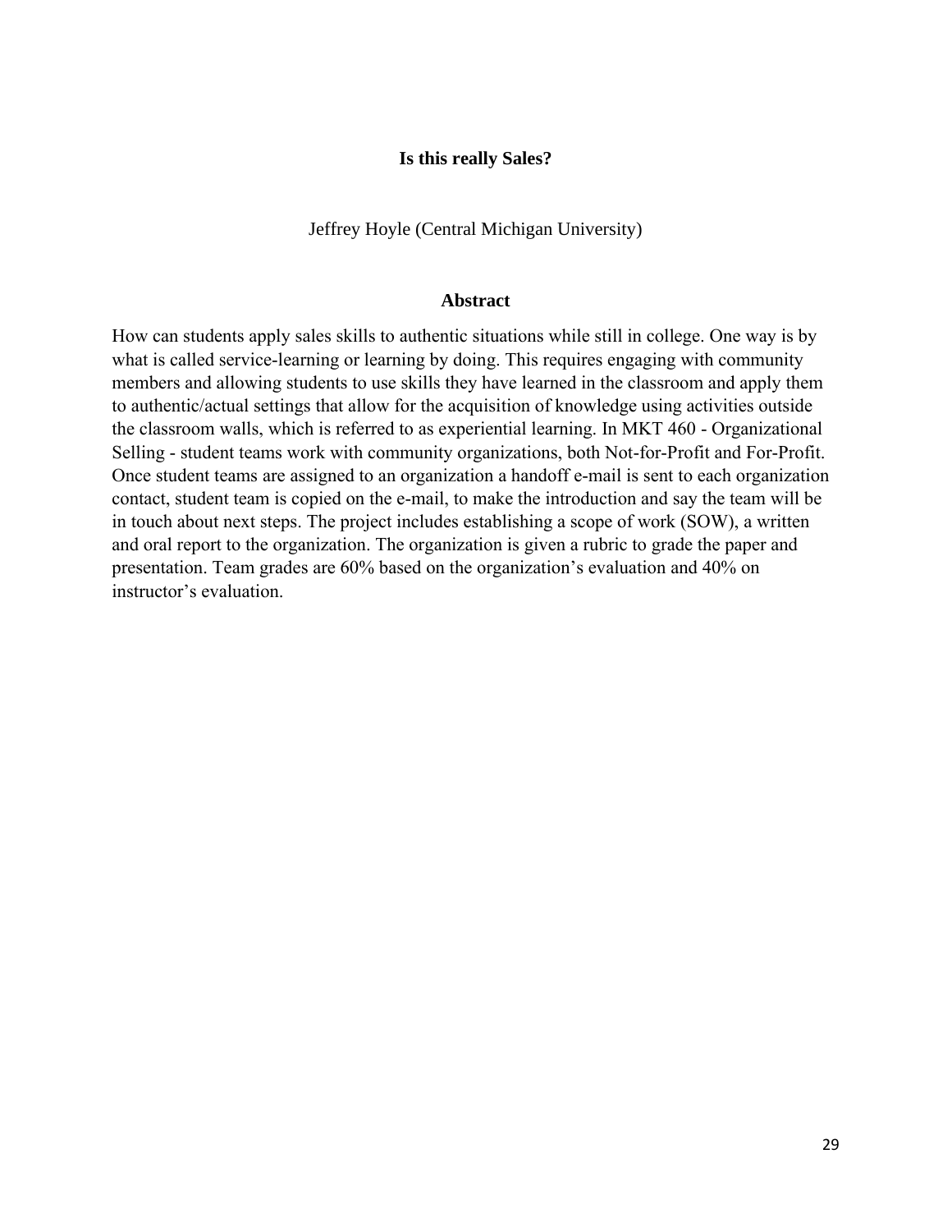## Is this really Sales?

Jeffrey Hoyle (Central Michigan University)

### Abstract

How can students apply sales skills to authentic situations while still in college. One way is by what is called service-learning or learning by doing. This requires engaging with community members and allowing students to use skills they have learned in the classroom and apply them to authentic/actual settings that allow for the acquisition of knowledge using activities outside the classroom walls, which is referred to as experiential learning. In MKT 460 - Organizational Selling - student teams work with community organizations, both Not-for-Profit and For-Profit. Once student teams are assigned to an organization a handoff e-mail is sent to each organization contact, student team is copied on the e-mail, to make the introduction and say the team will be in touch about next steps. The project includes establishing a scope of work (SOW), a written and oral report to the organization. The organization is given a rubric to grade the paper and presentation. Team grades are 60% based on the organization's evaluation and 40% on instructor's evaluation.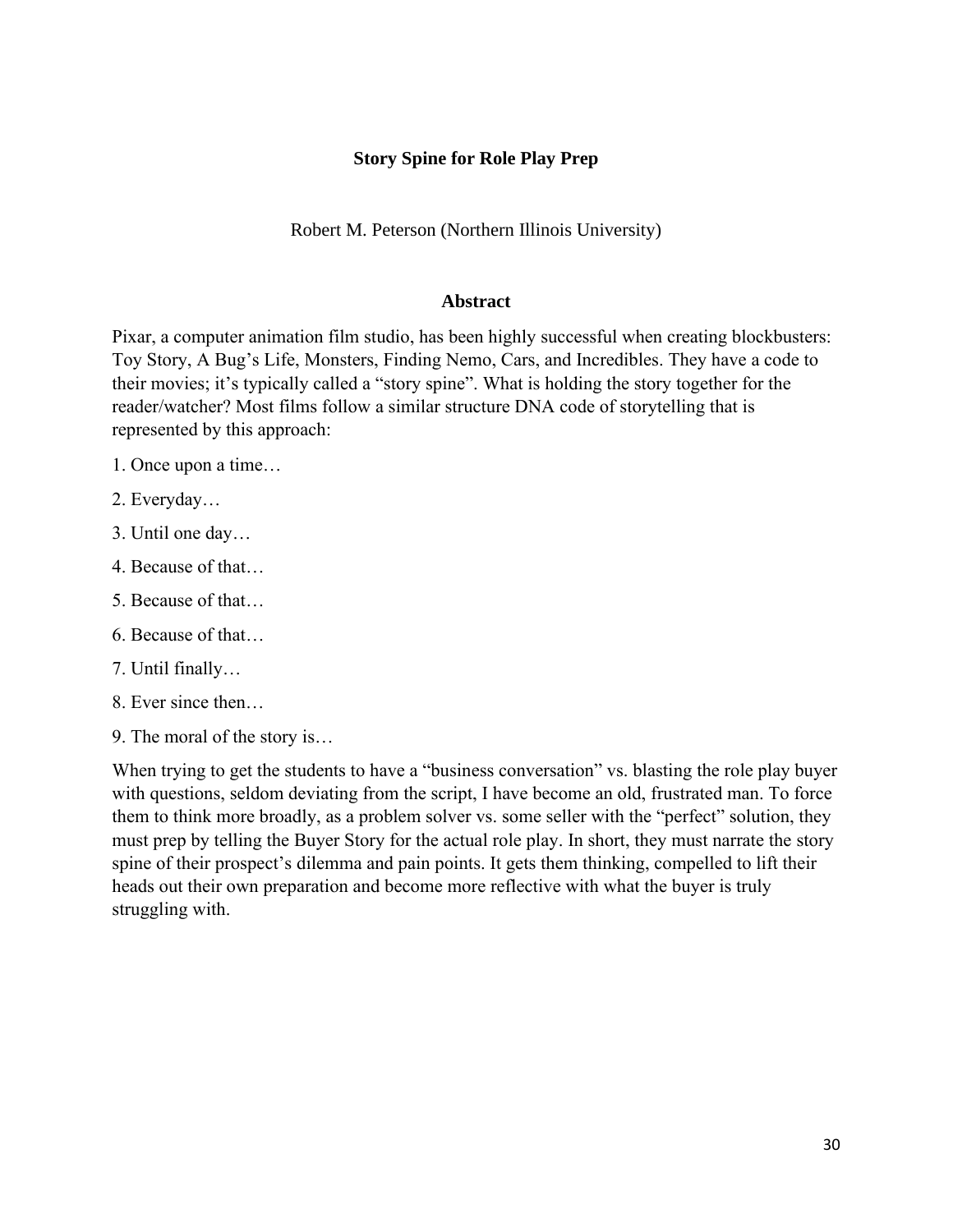# Story Spine for Role Play Prep

Robert M. Peterson (Northern Illinois University)

## Abstract

Pixar, a computer animation film studio, has been highly successful when creating blockbusters: Toy Story, A Bug's Life, Monsters, Finding Nemo, Cars, and Incredibles. They have a code to their movies; it's typically called a "story spine". What is holding the story together for the reader/watcher? Most films follow a similar structure DNA code of storytelling that is represented by this approach:

1. Once upon a time…
2. Everyday…
3. Until one day…
4. Because of that…
5. Because of that…
6. Because of that…
7. Until finally…
8. Ever since then…
9. The moral of the story is…

When trying to get the students to have a "business conversation" vs. blasting the role play buyer with questions, seldom deviating from the script, I have become an old, frustrated man. To force them to think more broadly, as a problem solver vs. some seller with the "perfect" solution, they must prep by telling the Buyer Story for the actual role play. In short, they must narrate the story spine of their prospect's dilemma and pain points. It gets them thinking, compelled to lift their heads out their own preparation and become more reflective with what the buyer is truly struggling with.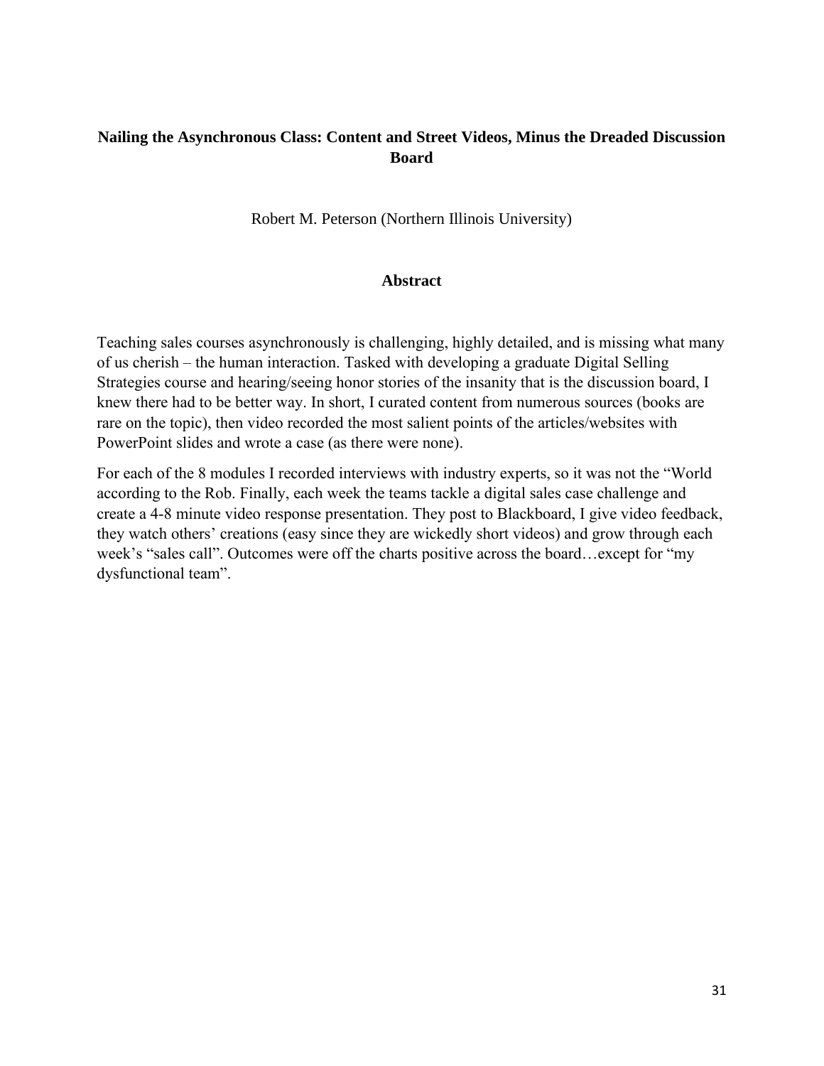**Nailing the Asynchronous Class: Content and Street Videos, Minus the Dreaded Discussion Board**

Robert M. Peterson (Northern Illinois University)

**Abstract**

Teaching sales courses asynchronously is challenging, highly detailed, and is missing what many of us cherish – the human interaction. Tasked with developing a graduate Digital Selling Strategies course and hearing/seeing honor stories of the insanity that is the discussion board, I knew there had to be better way. In short, I curated content from numerous sources (books are rare on the topic), then video recorded the most salient points of the articles/websites with PowerPoint slides and wrote a case (as there were none).

For each of the 8 modules I recorded interviews with industry experts, so it was not the "World according to the Rob. Finally, each week the teams tackle a digital sales case challenge and create a 4-8 minute video response presentation. They post to Blackboard, I give video feedback, they watch others' creations (easy since they are wickedly short videos) and grow through each week's "sales call". Outcomes were off the charts positive across the board…except for "my dysfunctional team".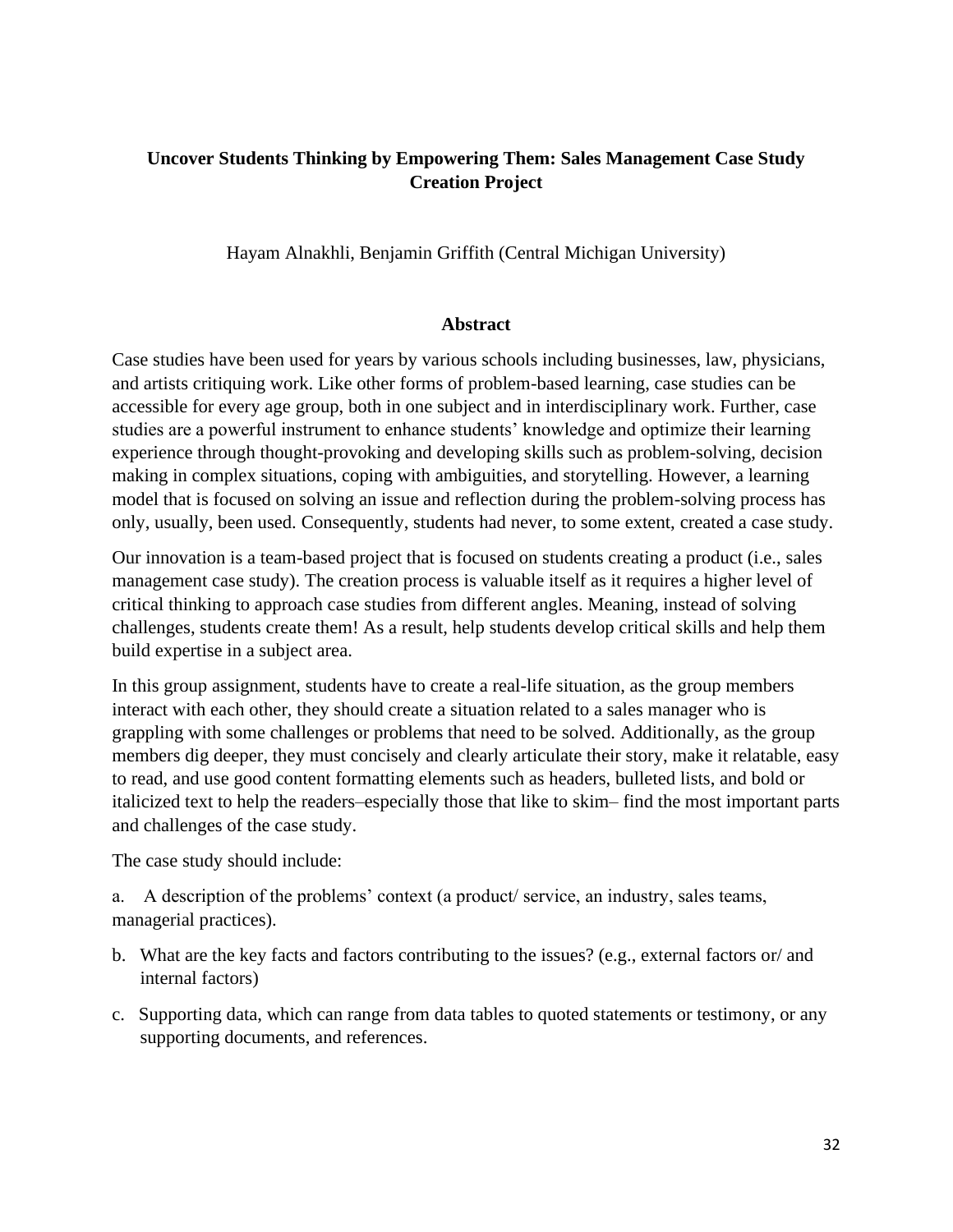**Uncover Students Thinking by Empowering Them: Sales Management Case Study Creation Project**

Hayam Alnakhli, Benjamin Griffith (Central Michigan University)

**Abstract**

Case studies have been used for years by various schools including businesses, law, physicians, and artists critiquing work. Like other forms of problem-based learning, case studies can be accessible for every age group, both in one subject and in interdisciplinary work. Further, case studies are a powerful instrument to enhance students' knowledge and optimize their learning experience through thought-provoking and developing skills such as problem-solving, decision making in complex situations, coping with ambiguities, and storytelling. However, a learning model that is focused on solving an issue and reflection during the problem-solving process has only, usually, been used. Consequently, students had never, to some extent, created a case study.

Our innovation is a team-based project that is focused on students creating a product (i.e., sales management case study). The creation process is valuable itself as it requires a higher level of critical thinking to approach case studies from different angles. Meaning, instead of solving challenges, students create them! As a result, help students develop critical skills and help them build expertise in a subject area.

In this group assignment, students have to create a real-life situation, as the group members interact with each other, they should create a situation related to a sales manager who is grappling with some challenges or problems that need to be solved. Additionally, as the group members dig deeper, they must concisely and clearly articulate their story, make it relatable, easy to read, and use good content formatting elements such as headers, bulleted lists, and bold or italicized text to help the readers–especially those that like to skim– find the most important parts and challenges of the case study.

The case study should include:

a. A description of the problems' context (a product/ service, an industry, sales teams, managerial practices).

b. What are the key facts and factors contributing to the issues? (e.g., external factors or/ and internal factors)

c. Supporting data, which can range from data tables to quoted statements or testimony, or any supporting documents, and references.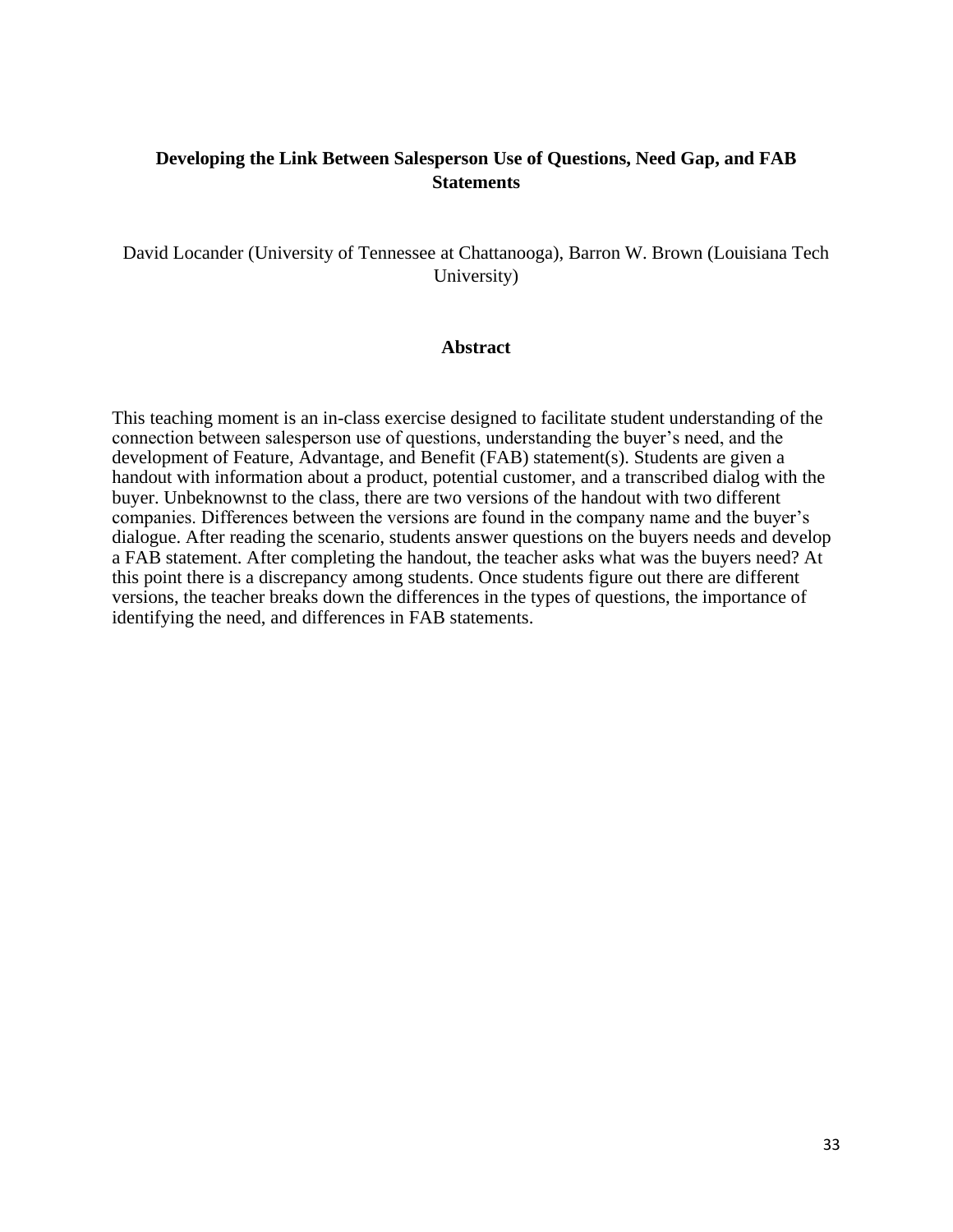**Developing the Link Between Salesperson Use of Questions, Need Gap, and FAB Statements**

David Locander (University of Tennessee at Chattanooga), Barron W. Brown (Louisiana Tech University)

**Abstract**

This teaching moment is an in-class exercise designed to facilitate student understanding of the connection between salesperson use of questions, understanding the buyer's need, and the development of Feature, Advantage, and Benefit (FAB) statement(s). Students are given a handout with information about a product, potential customer, and a transcribed dialog with the buyer. Unbeknownst to the class, there are two versions of the handout with two different companies. Differences between the versions are found in the company name and the buyer's dialogue. After reading the scenario, students answer questions on the buyers needs and develop a FAB statement. After completing the handout, the teacher asks what was the buyers need? At this point there is a discrepancy among students. Once students figure out there are different versions, the teacher breaks down the differences in the types of questions, the importance of identifying the need, and differences in FAB statements.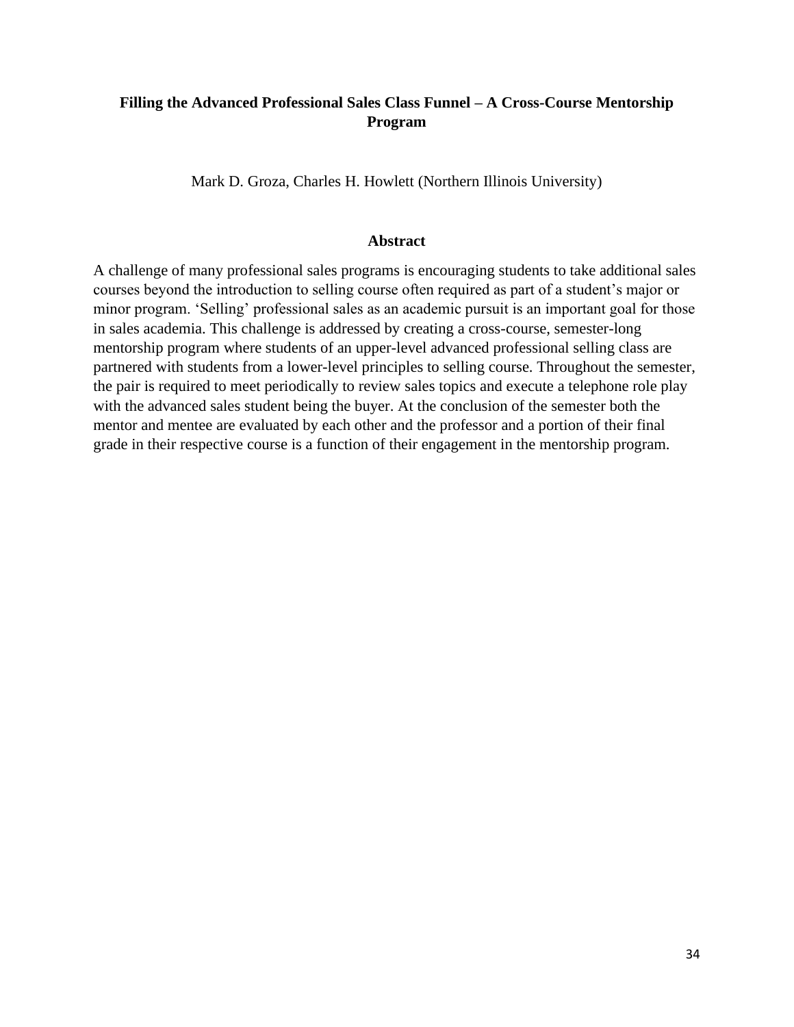**Filling the Advanced Professional Sales Class Funnel – A Cross-Course Mentorship Program**

Mark D. Groza, Charles H. Howlett (Northern Illinois University)

**Abstract**

A challenge of many professional sales programs is encouraging students to take additional sales courses beyond the introduction to selling course often required as part of a student's major or minor program. 'Selling' professional sales as an academic pursuit is an important goal for those in sales academia. This challenge is addressed by creating a cross-course, semester-long mentorship program where students of an upper-level advanced professional selling class are partnered with students from a lower-level principles to selling course. Throughout the semester, the pair is required to meet periodically to review sales topics and execute a telephone role play with the advanced sales student being the buyer. At the conclusion of the semester both the mentor and mentee are evaluated by each other and the professor and a portion of their final grade in their respective course is a function of their engagement in the mentorship program.